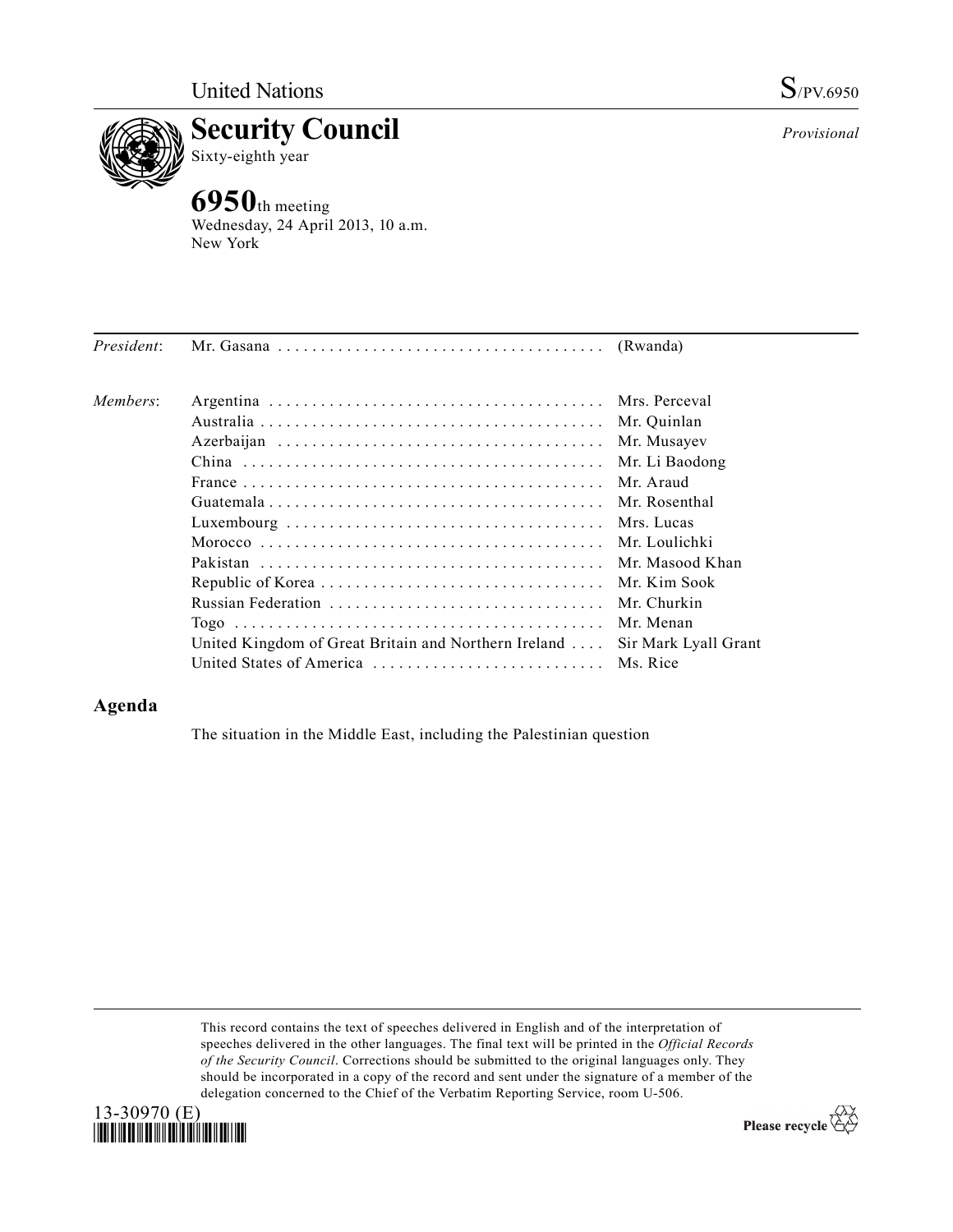United Nations S/PV.6950

# Security Council

Sixty-eighth year

*Provisional*

## 6950th meeting

Wednesday, 24 April 2013, 10 a.m.
New York

| | | |
|---|---|---|
| *President*: | Mr. Gasana | (Rwanda) |
| *Members*: | Argentina | Mrs. Perceval |
| | Australia | Mr. Quinlan |
| | Azerbaijan | Mr. Musayev |
| | China | Mr. Li Baodong |
| | France | Mr. Araud |
| | Guatemala | Mr. Rosenthal |
| | Luxembourg | Mrs. Lucas |
| | Morocco | Mr. Loulichki |
| | Pakistan | Mr. Masood Khan |
| | Republic of Korea | Mr. Kim Sook |
| | Russian Federation | Mr. Churkin |
| | Togo | Mr. Menan |
| | United Kingdom of Great Britain and Northern Ireland | Sir Mark Lyall Grant |
| | United States of America | Ms. Rice |

## Agenda

The situation in the Middle East, including the Palestinian question

This record contains the text of speeches delivered in English and of the interpretation of speeches delivered in the other languages. The final text will be printed in the *Official Records of the Security Council*. Corrections should be submitted to the original languages only. They should be incorporated in a copy of the record and sent under the signature of a member of the delegation concerned to the Chief of the Verbatim Reporting Service, room U-506.

13-30970 (E)

Please recycle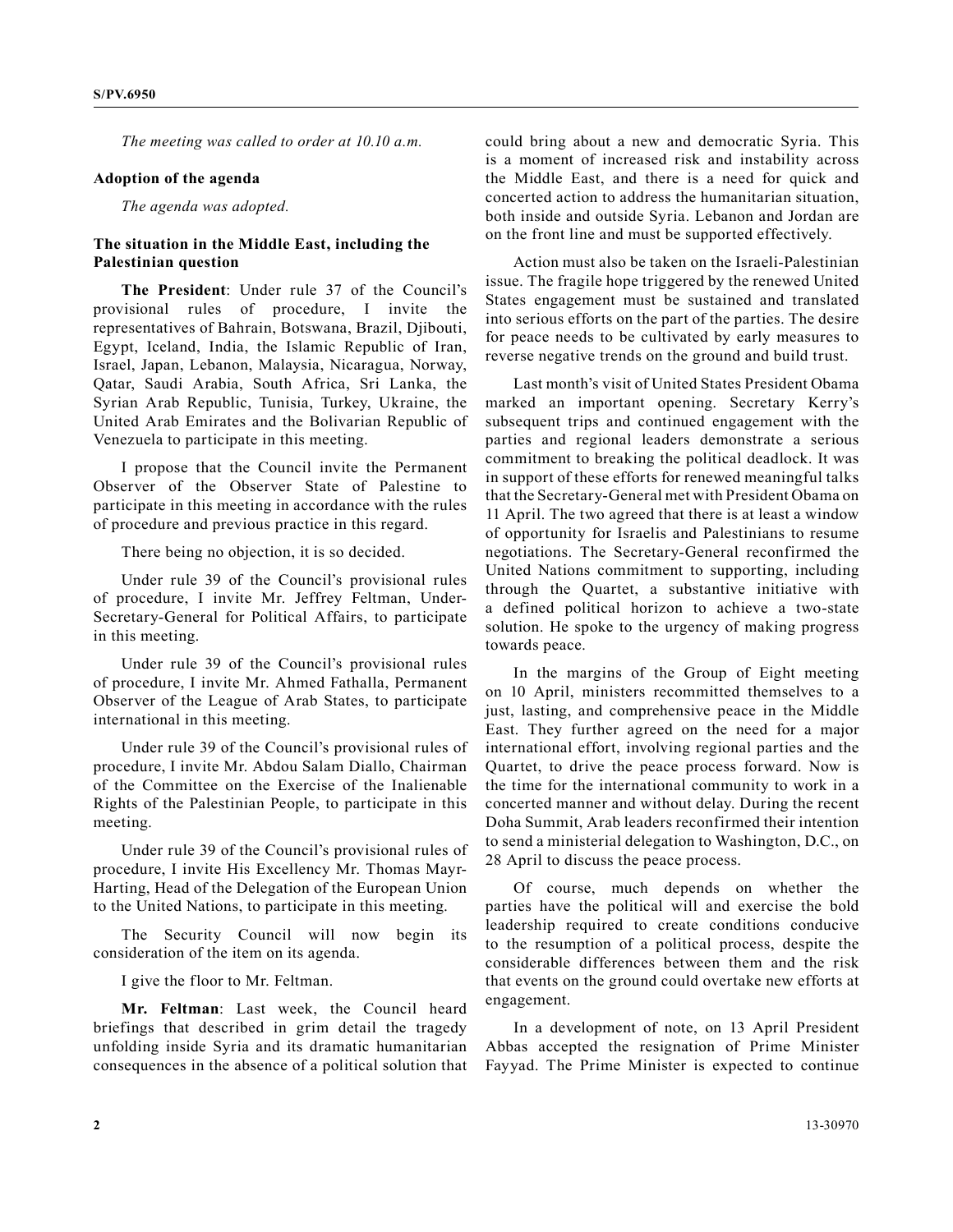*The meeting was called to order at 10.10 a.m.*

**Adoption of the agenda**

*The agenda was adopted.*

**The situation in the Middle East, including the Palestinian question**

**The President**: Under rule 37 of the Council's provisional rules of procedure, I invite the representatives of Bahrain, Botswana, Brazil, Djibouti, Egypt, Iceland, India, the Islamic Republic of Iran, Israel, Japan, Lebanon, Malaysia, Nicaragua, Norway, Qatar, Saudi Arabia, South Africa, Sri Lanka, the Syrian Arab Republic, Tunisia, Turkey, Ukraine, the United Arab Emirates and the Bolivarian Republic of Venezuela to participate in this meeting.

I propose that the Council invite the Permanent Observer of the Observer State of Palestine to participate in this meeting in accordance with the rules of procedure and previous practice in this regard.

There being no objection, it is so decided.

Under rule 39 of the Council's provisional rules of procedure, I invite Mr. Jeffrey Feltman, Under-Secretary-General for Political Affairs, to participate in this meeting.

Under rule 39 of the Council's provisional rules of procedure, I invite Mr. Ahmed Fathalla, Permanent Observer of the League of Arab States, to participate international in this meeting.

Under rule 39 of the Council's provisional rules of procedure, I invite Mr. Abdou Salam Diallo, Chairman of the Committee on the Exercise of the Inalienable Rights of the Palestinian People, to participate in this meeting.

Under rule 39 of the Council's provisional rules of procedure, I invite His Excellency Mr. Thomas Mayr-Harting, Head of the Delegation of the European Union to the United Nations, to participate in this meeting.

The Security Council will now begin its consideration of the item on its agenda.

I give the floor to Mr. Feltman.

**Mr. Feltman**: Last week, the Council heard briefings that described in grim detail the tragedy unfolding inside Syria and its dramatic humanitarian consequences in the absence of a political solution that could bring about a new and democratic Syria. This is a moment of increased risk and instability across the Middle East, and there is a need for quick and concerted action to address the humanitarian situation, both inside and outside Syria. Lebanon and Jordan are on the front line and must be supported effectively.

Action must also be taken on the Israeli-Palestinian issue. The fragile hope triggered by the renewed United States engagement must be sustained and translated into serious efforts on the part of the parties. The desire for peace needs to be cultivated by early measures to reverse negative trends on the ground and build trust.

Last month's visit of United States President Obama marked an important opening. Secretary Kerry's subsequent trips and continued engagement with the parties and regional leaders demonstrate a serious commitment to breaking the political deadlock. It was in support of these efforts for renewed meaningful talks that the Secretary-General met with President Obama on 11 April. The two agreed that there is at least a window of opportunity for Israelis and Palestinians to resume negotiations. The Secretary-General reconfirmed the United Nations commitment to supporting, including through the Quartet, a substantive initiative with a defined political horizon to achieve a two-state solution. He spoke to the urgency of making progress towards peace.

In the margins of the Group of Eight meeting on 10 April, ministers recommitted themselves to a just, lasting, and comprehensive peace in the Middle East. They further agreed on the need for a major international effort, involving regional parties and the Quartet, to drive the peace process forward. Now is the time for the international community to work in a concerted manner and without delay. During the recent Doha Summit, Arab leaders reconfirmed their intention to send a ministerial delegation to Washington, D.C., on 28 April to discuss the peace process.

Of course, much depends on whether the parties have the political will and exercise the bold leadership required to create conditions conducive to the resumption of a political process, despite the considerable differences between them and the risk that events on the ground could overtake new efforts at engagement.

In a development of note, on 13 April President Abbas accepted the resignation of Prime Minister Fayyad. The Prime Minister is expected to continue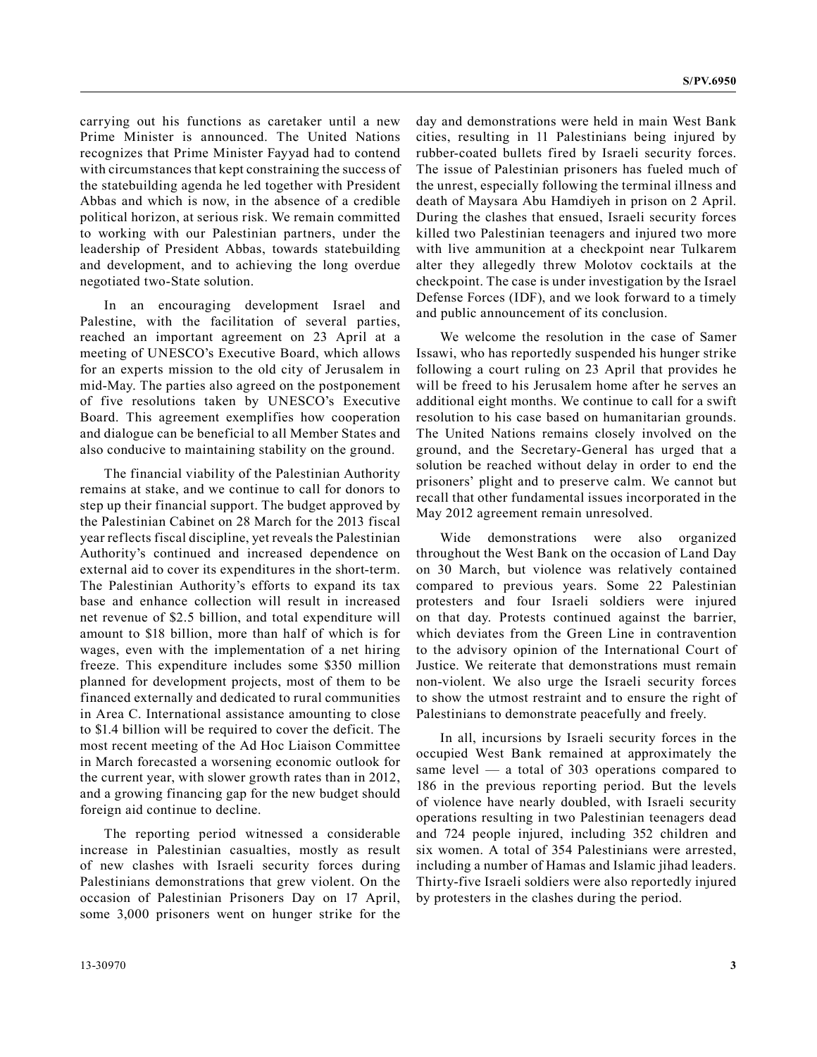carrying out his functions as caretaker until a new Prime Minister is announced. The United Nations recognizes that Prime Minister Fayyad had to contend with circumstances that kept constraining the success of the statebuilding agenda he led together with President Abbas and which is now, in the absence of a credible political horizon, at serious risk. We remain committed to working with our Palestinian partners, under the leadership of President Abbas, towards statebuilding and development, and to achieving the long overdue negotiated two-State solution.

In an encouraging development Israel and Palestine, with the facilitation of several parties, reached an important agreement on 23 April at a meeting of UNESCO's Executive Board, which allows for an experts mission to the old city of Jerusalem in mid-May. The parties also agreed on the postponement of five resolutions taken by UNESCO's Executive Board. This agreement exemplifies how cooperation and dialogue can be beneficial to all Member States and also conducive to maintaining stability on the ground.

The financial viability of the Palestinian Authority remains at stake, and we continue to call for donors to step up their financial support. The budget approved by the Palestinian Cabinet on 28 March for the 2013 fiscal year reflects fiscal discipline, yet reveals the Palestinian Authority's continued and increased dependence on external aid to cover its expenditures in the short-term. The Palestinian Authority's efforts to expand its tax base and enhance collection will result in increased net revenue of $2.5 billion, and total expenditure will amount to $18 billion, more than half of which is for wages, even with the implementation of a net hiring freeze. This expenditure includes some $350 million planned for development projects, most of them to be financed externally and dedicated to rural communities in Area C. International assistance amounting to close to $1.4 billion will be required to cover the deficit. The most recent meeting of the Ad Hoc Liaison Committee in March forecasted a worsening economic outlook for the current year, with slower growth rates than in 2012, and a growing financing gap for the new budget should foreign aid continue to decline.

The reporting period witnessed a considerable increase in Palestinian casualties, mostly as result of new clashes with Israeli security forces during Palestinians demonstrations that grew violent. On the occasion of Palestinian Prisoners Day on 17 April, some 3,000 prisoners went on hunger strike for the day and demonstrations were held in main West Bank cities, resulting in 11 Palestinians being injured by rubber-coated bullets fired by Israeli security forces. The issue of Palestinian prisoners has fueled much of the unrest, especially following the terminal illness and death of Maysara Abu Hamdiyeh in prison on 2 April. During the clashes that ensued, Israeli security forces killed two Palestinian teenagers and injured two more with live ammunition at a checkpoint near Tulkarem alter they allegedly threw Molotov cocktails at the checkpoint. The case is under investigation by the Israel Defense Forces (IDF), and we look forward to a timely and public announcement of its conclusion.

We welcome the resolution in the case of Samer Issawi, who has reportedly suspended his hunger strike following a court ruling on 23 April that provides he will be freed to his Jerusalem home after he serves an additional eight months. We continue to call for a swift resolution to his case based on humanitarian grounds. The United Nations remains closely involved on the ground, and the Secretary-General has urged that a solution be reached without delay in order to end the prisoners' plight and to preserve calm. We cannot but recall that other fundamental issues incorporated in the May 2012 agreement remain unresolved.

Wide demonstrations were also organized throughout the West Bank on the occasion of Land Day on 30 March, but violence was relatively contained compared to previous years. Some 22 Palestinian protesters and four Israeli soldiers were injured on that day. Protests continued against the barrier, which deviates from the Green Line in contravention to the advisory opinion of the International Court of Justice. We reiterate that demonstrations must remain non-violent. We also urge the Israeli security forces to show the utmost restraint and to ensure the right of Palestinians to demonstrate peacefully and freely.

In all, incursions by Israeli security forces in the occupied West Bank remained at approximately the same level — a total of 303 operations compared to 186 in the previous reporting period. But the levels of violence have nearly doubled, with Israeli security operations resulting in two Palestinian teenagers dead and 724 people injured, including 352 children and six women. A total of 354 Palestinians were arrested, including a number of Hamas and Islamic jihad leaders. Thirty-five Israeli soldiers were also reportedly injured by protesters in the clashes during the period.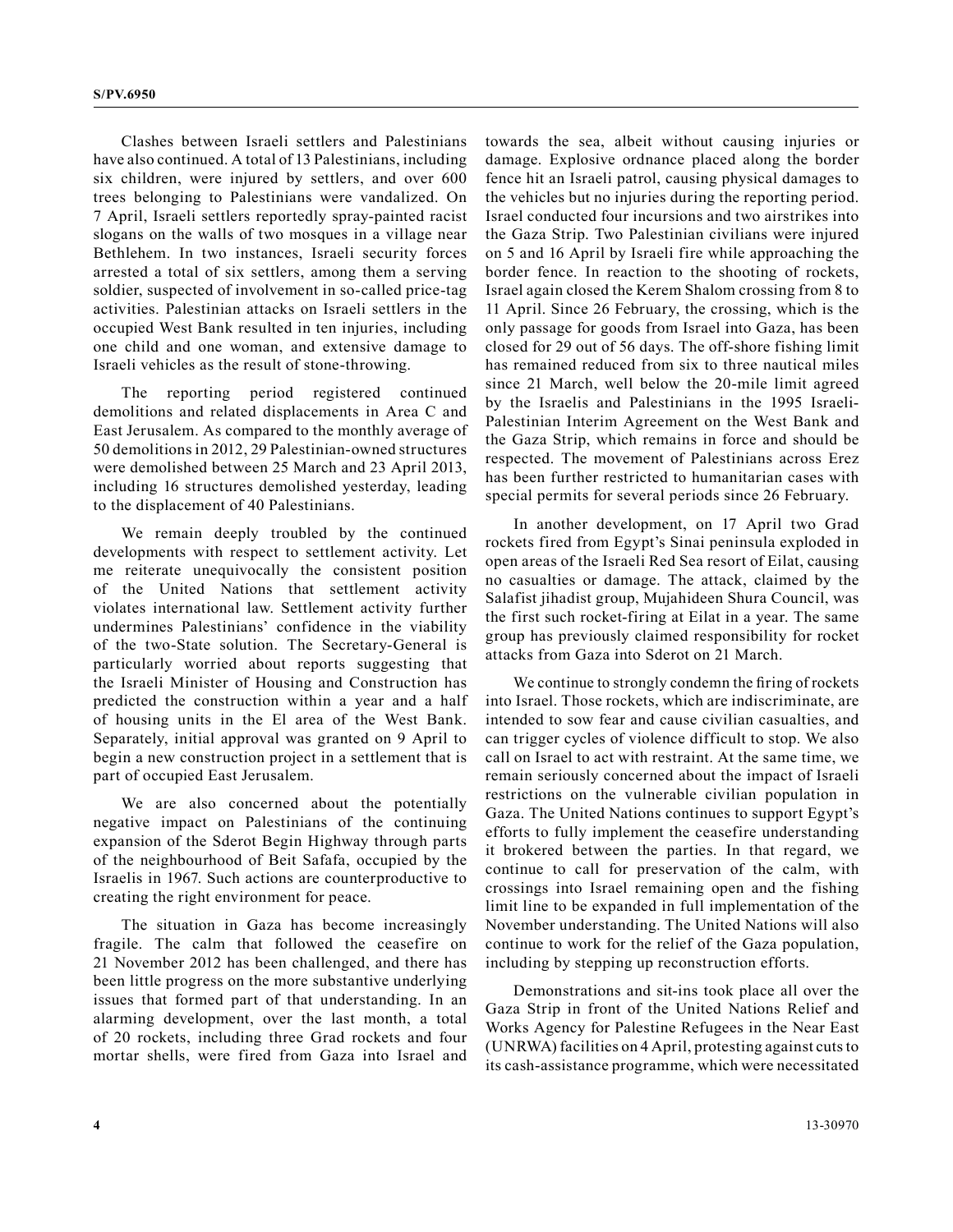Clashes between Israeli settlers and Palestinians have also continued. A total of 13 Palestinians, including six children, were injured by settlers, and over 600 trees belonging to Palestinians were vandalized. On 7 April, Israeli settlers reportedly spray-painted racist slogans on the walls of two mosques in a village near Bethlehem. In two instances, Israeli security forces arrested a total of six settlers, among them a serving soldier, suspected of involvement in so-called price-tag activities. Palestinian attacks on Israeli settlers in the occupied West Bank resulted in ten injuries, including one child and one woman, and extensive damage to Israeli vehicles as the result of stone-throwing.

The reporting period registered continued demolitions and related displacements in Area C and East Jerusalem. As compared to the monthly average of 50 demolitions in 2012, 29 Palestinian-owned structures were demolished between 25 March and 23 April 2013, including 16 structures demolished yesterday, leading to the displacement of 40 Palestinians.

We remain deeply troubled by the continued developments with respect to settlement activity. Let me reiterate unequivocally the consistent position of the United Nations that settlement activity violates international law. Settlement activity further undermines Palestinians' confidence in the viability of the two-State solution. The Secretary-General is particularly worried about reports suggesting that the Israeli Minister of Housing and Construction has predicted the construction within a year and a half of housing units in the El area of the West Bank. Separately, initial approval was granted on 9 April to begin a new construction project in a settlement that is part of occupied East Jerusalem.

We are also concerned about the potentially negative impact on Palestinians of the continuing expansion of the Sderot Begin Highway through parts of the neighbourhood of Beit Safafa, occupied by the Israelis in 1967. Such actions are counterproductive to creating the right environment for peace.

The situation in Gaza has become increasingly fragile. The calm that followed the ceasefire on 21 November 2012 has been challenged, and there has been little progress on the more substantive underlying issues that formed part of that understanding. In an alarming development, over the last month, a total of 20 rockets, including three Grad rockets and four mortar shells, were fired from Gaza into Israel and towards the sea, albeit without causing injuries or damage. Explosive ordnance placed along the border fence hit an Israeli patrol, causing physical damages to the vehicles but no injuries during the reporting period. Israel conducted four incursions and two airstrikes into the Gaza Strip. Two Palestinian civilians were injured on 5 and 16 April by Israeli fire while approaching the border fence. In reaction to the shooting of rockets, Israel again closed the Kerem Shalom crossing from 8 to 11 April. Since 26 February, the crossing, which is the only passage for goods from Israel into Gaza, has been closed for 29 out of 56 days. The off-shore fishing limit has remained reduced from six to three nautical miles since 21 March, well below the 20-mile limit agreed by the Israelis and Palestinians in the 1995 Israeli-Palestinian Interim Agreement on the West Bank and the Gaza Strip, which remains in force and should be respected. The movement of Palestinians across Erez has been further restricted to humanitarian cases with special permits for several periods since 26 February.

In another development, on 17 April two Grad rockets fired from Egypt's Sinai peninsula exploded in open areas of the Israeli Red Sea resort of Eilat, causing no casualties or damage. The attack, claimed by the Salafist jihadist group, Mujahideen Shura Council, was the first such rocket-firing at Eilat in a year. The same group has previously claimed responsibility for rocket attacks from Gaza into Sderot on 21 March.

We continue to strongly condemn the firing of rockets into Israel. Those rockets, which are indiscriminate, are intended to sow fear and cause civilian casualties, and can trigger cycles of violence difficult to stop. We also call on Israel to act with restraint. At the same time, we remain seriously concerned about the impact of Israeli restrictions on the vulnerable civilian population in Gaza. The United Nations continues to support Egypt's efforts to fully implement the ceasefire understanding it brokered between the parties. In that regard, we continue to call for preservation of the calm, with crossings into Israel remaining open and the fishing limit line to be expanded in full implementation of the November understanding. The United Nations will also continue to work for the relief of the Gaza population, including by stepping up reconstruction efforts.

Demonstrations and sit-ins took place all over the Gaza Strip in front of the United Nations Relief and Works Agency for Palestine Refugees in the Near East (UNRWA) facilities on 4 April, protesting against cuts to its cash-assistance programme, which were necessitated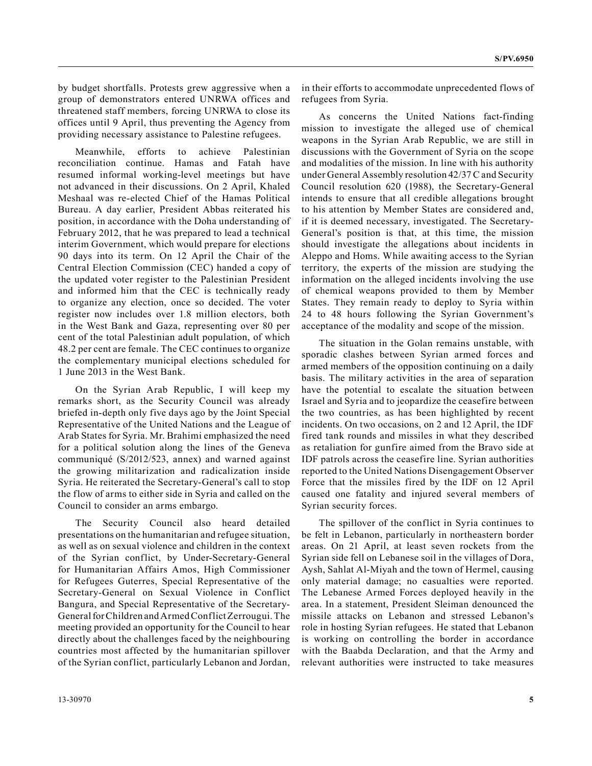by budget shortfalls. Protests grew aggressive when a group of demonstrators entered UNRWA offices and threatened staff members, forcing UNRWA to close its offices until 9 April, thus preventing the Agency from providing necessary assistance to Palestine refugees.

Meanwhile, efforts to achieve Palestinian reconciliation continue. Hamas and Fatah have resumed informal working-level meetings but have not advanced in their discussions. On 2 April, Khaled Meshaal was re-elected Chief of the Hamas Political Bureau. A day earlier, President Abbas reiterated his position, in accordance with the Doha understanding of February 2012, that he was prepared to lead a technical interim Government, which would prepare for elections 90 days into its term. On 12 April the Chair of the Central Election Commission (CEC) handed a copy of the updated voter register to the Palestinian President and informed him that the CEC is technically ready to organize any election, once so decided. The voter register now includes over 1.8 million electors, both in the West Bank and Gaza, representing over 80 per cent of the total Palestinian adult population, of which 48.2 per cent are female. The CEC continues to organize the complementary municipal elections scheduled for 1 June 2013 in the West Bank.

On the Syrian Arab Republic, I will keep my remarks short, as the Security Council was already briefed in-depth only five days ago by the Joint Special Representative of the United Nations and the League of Arab States for Syria. Mr. Brahimi emphasized the need for a political solution along the lines of the Geneva communiqué (S/2012/523, annex) and warned against the growing militarization and radicalization inside Syria. He reiterated the Secretary-General's call to stop the flow of arms to either side in Syria and called on the Council to consider an arms embargo.

The Security Council also heard detailed presentations on the humanitarian and refugee situation, as well as on sexual violence and children in the context of the Syrian conflict, by Under-Secretary-General for Humanitarian Affairs Amos, High Commissioner for Refugees Guterres, Special Representative of the Secretary-General on Sexual Violence in Conflict Bangura, and Special Representative of the Secretary-General for Children and Armed Conflict Zerrougui. The meeting provided an opportunity for the Council to hear directly about the challenges faced by the neighbouring countries most affected by the humanitarian spillover of the Syrian conflict, particularly Lebanon and Jordan, in their efforts to accommodate unprecedented flows of refugees from Syria.

As concerns the United Nations fact-finding mission to investigate the alleged use of chemical weapons in the Syrian Arab Republic, we are still in discussions with the Government of Syria on the scope and modalities of the mission. In line with his authority under General Assembly resolution 42/37 C and Security Council resolution 620 (1988), the Secretary-General intends to ensure that all credible allegations brought to his attention by Member States are considered and, if it is deemed necessary, investigated. The Secretary-General's position is that, at this time, the mission should investigate the allegations about incidents in Aleppo and Homs. While awaiting access to the Syrian territory, the experts of the mission are studying the information on the alleged incidents involving the use of chemical weapons provided to them by Member States. They remain ready to deploy to Syria within 24 to 48 hours following the Syrian Government's acceptance of the modality and scope of the mission.

The situation in the Golan remains unstable, with sporadic clashes between Syrian armed forces and armed members of the opposition continuing on a daily basis. The military activities in the area of separation have the potential to escalate the situation between Israel and Syria and to jeopardize the ceasefire between the two countries, as has been highlighted by recent incidents. On two occasions, on 2 and 12 April, the IDF fired tank rounds and missiles in what they described as retaliation for gunfire aimed from the Bravo side at IDF patrols across the ceasefire line. Syrian authorities reported to the United Nations Disengagement Observer Force that the missiles fired by the IDF on 12 April caused one fatality and injured several members of Syrian security forces.

The spillover of the conflict in Syria continues to be felt in Lebanon, particularly in northeastern border areas. On 21 April, at least seven rockets from the Syrian side fell on Lebanese soil in the villages of Dora, Aysh, Sahlat Al-Miyah and the town of Hermel, causing only material damage; no casualties were reported. The Lebanese Armed Forces deployed heavily in the area. In a statement, President Sleiman denounced the missile attacks on Lebanon and stressed Lebanon's role in hosting Syrian refugees. He stated that Lebanon is working on controlling the border in accordance with the Baabda Declaration, and that the Army and relevant authorities were instructed to take measures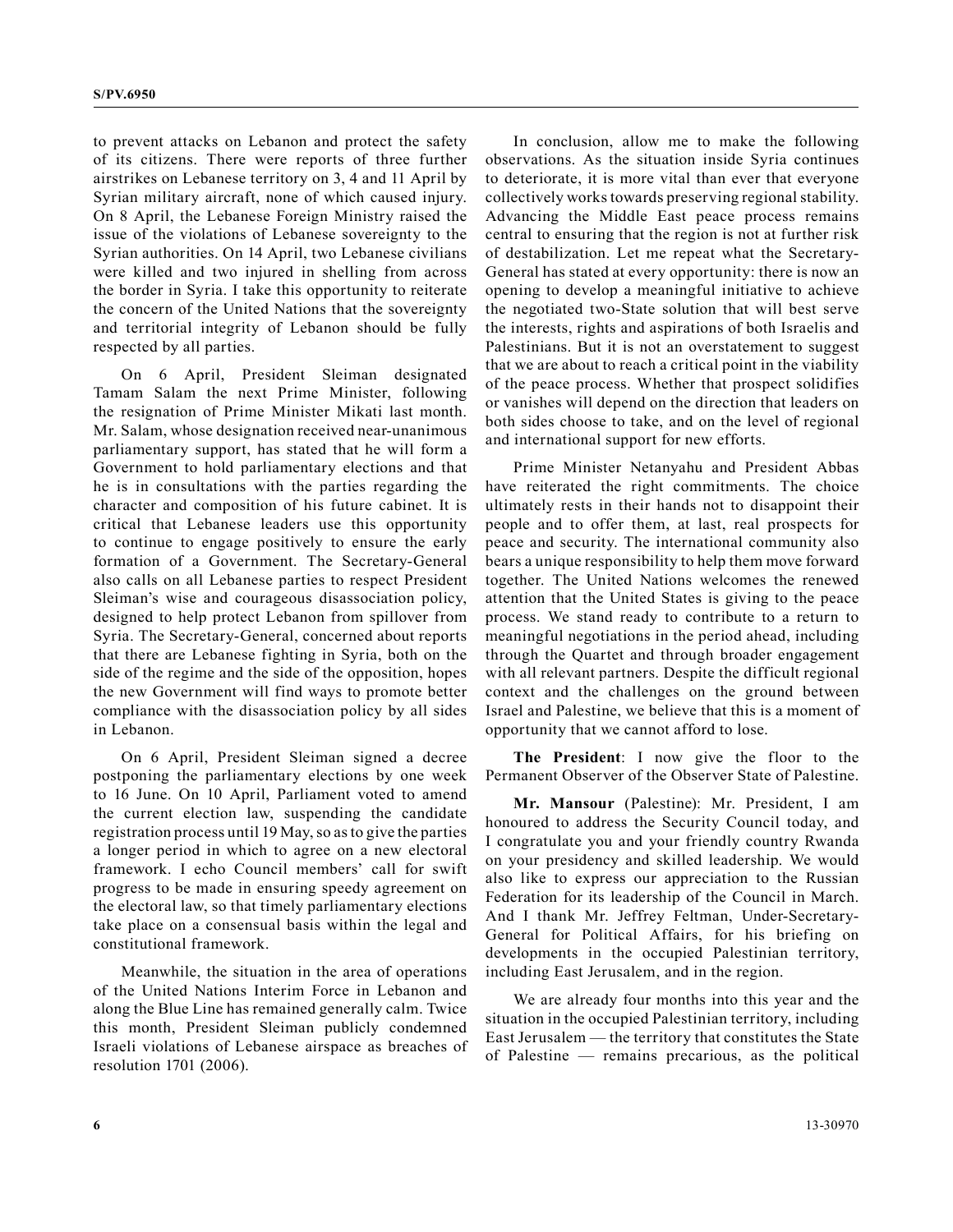to prevent attacks on Lebanon and protect the safety of its citizens. There were reports of three further airstrikes on Lebanese territory on 3, 4 and 11 April by Syrian military aircraft, none of which caused injury. On 8 April, the Lebanese Foreign Ministry raised the issue of the violations of Lebanese sovereignty to the Syrian authorities. On 14 April, two Lebanese civilians were killed and two injured in shelling from across the border in Syria. I take this opportunity to reiterate the concern of the United Nations that the sovereignty and territorial integrity of Lebanon should be fully respected by all parties.

On 6 April, President Sleiman designated Tamam Salam the next Prime Minister, following the resignation of Prime Minister Mikati last month. Mr. Salam, whose designation received near-unanimous parliamentary support, has stated that he will form a Government to hold parliamentary elections and that he is in consultations with the parties regarding the character and composition of his future cabinet. It is critical that Lebanese leaders use this opportunity to continue to engage positively to ensure the early formation of a Government. The Secretary-General also calls on all Lebanese parties to respect President Sleiman's wise and courageous disassociation policy, designed to help protect Lebanon from spillover from Syria. The Secretary-General, concerned about reports that there are Lebanese fighting in Syria, both on the side of the regime and the side of the opposition, hopes the new Government will find ways to promote better compliance with the disassociation policy by all sides in Lebanon.

On 6 April, President Sleiman signed a decree postponing the parliamentary elections by one week to 16 June. On 10 April, Parliament voted to amend the current election law, suspending the candidate registration process until 19 May, so as to give the parties a longer period in which to agree on a new electoral framework. I echo Council members' call for swift progress to be made in ensuring speedy agreement on the electoral law, so that timely parliamentary elections take place on a consensual basis within the legal and constitutional framework.

Meanwhile, the situation in the area of operations of the United Nations Interim Force in Lebanon and along the Blue Line has remained generally calm. Twice this month, President Sleiman publicly condemned Israeli violations of Lebanese airspace as breaches of resolution 1701 (2006).

In conclusion, allow me to make the following observations. As the situation inside Syria continues to deteriorate, it is more vital than ever that everyone collectively works towards preserving regional stability. Advancing the Middle East peace process remains central to ensuring that the region is not at further risk of destabilization. Let me repeat what the Secretary-General has stated at every opportunity: there is now an opening to develop a meaningful initiative to achieve the negotiated two-State solution that will best serve the interests, rights and aspirations of both Israelis and Palestinians. But it is not an overstatement to suggest that we are about to reach a critical point in the viability of the peace process. Whether that prospect solidifies or vanishes will depend on the direction that leaders on both sides choose to take, and on the level of regional and international support for new efforts.

Prime Minister Netanyahu and President Abbas have reiterated the right commitments. The choice ultimately rests in their hands not to disappoint their people and to offer them, at last, real prospects for peace and security. The international community also bears a unique responsibility to help them move forward together. The United Nations welcomes the renewed attention that the United States is giving to the peace process. We stand ready to contribute to a return to meaningful negotiations in the period ahead, including through the Quartet and through broader engagement with all relevant partners. Despite the difficult regional context and the challenges on the ground between Israel and Palestine, we believe that this is a moment of opportunity that we cannot afford to lose.

**The President**: I now give the floor to the Permanent Observer of the Observer State of Palestine.

**Mr. Mansour** (Palestine): Mr. President, I am honoured to address the Security Council today, and I congratulate you and your friendly country Rwanda on your presidency and skilled leadership. We would also like to express our appreciation to the Russian Federation for its leadership of the Council in March. And I thank Mr. Jeffrey Feltman, Under-Secretary-General for Political Affairs, for his briefing on developments in the occupied Palestinian territory, including East Jerusalem, and in the region.

We are already four months into this year and the situation in the occupied Palestinian territory, including East Jerusalem — the territory that constitutes the State of Palestine — remains precarious, as the political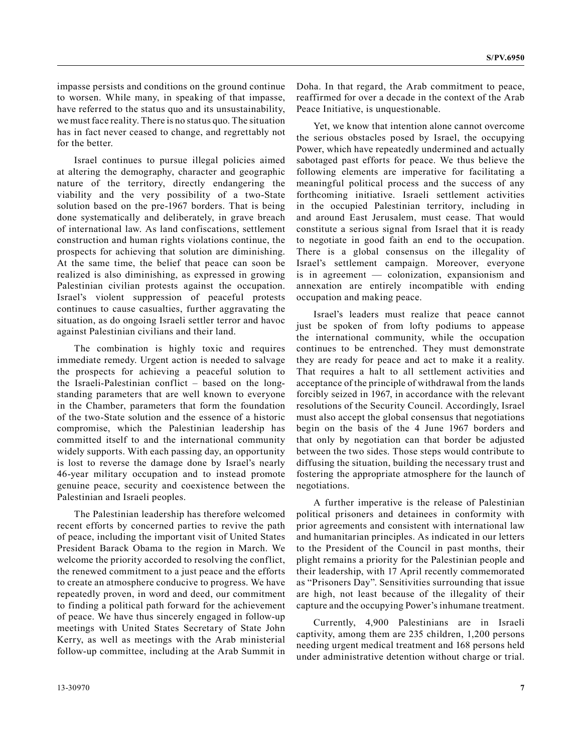impasse persists and conditions on the ground continue to worsen. While many, in speaking of that impasse, have referred to the status quo and its unsustainability, we must face reality. There is no status quo. The situation has in fact never ceased to change, and regrettably not for the better.

Israel continues to pursue illegal policies aimed at altering the demography, character and geographic nature of the territory, directly endangering the viability and the very possibility of a two-State solution based on the pre-1967 borders. That is being done systematically and deliberately, in grave breach of international law. As land confiscations, settlement construction and human rights violations continue, the prospects for achieving that solution are diminishing. At the same time, the belief that peace can soon be realized is also diminishing, as expressed in growing Palestinian civilian protests against the occupation. Israel's violent suppression of peaceful protests continues to cause casualties, further aggravating the situation, as do ongoing Israeli settler terror and havoc against Palestinian civilians and their land.

The combination is highly toxic and requires immediate remedy. Urgent action is needed to salvage the prospects for achieving a peaceful solution to the Israeli-Palestinian conflict – based on the long-standing parameters that are well known to everyone in the Chamber, parameters that form the foundation of the two-State solution and the essence of a historic compromise, which the Palestinian leadership has committed itself to and the international community widely supports. With each passing day, an opportunity is lost to reverse the damage done by Israel's nearly 46-year military occupation and to instead promote genuine peace, security and coexistence between the Palestinian and Israeli peoples.

The Palestinian leadership has therefore welcomed recent efforts by concerned parties to revive the path of peace, including the important visit of United States President Barack Obama to the region in March. We welcome the priority accorded to resolving the conflict, the renewed commitment to a just peace and the efforts to create an atmosphere conducive to progress. We have repeatedly proven, in word and deed, our commitment to finding a political path forward for the achievement of peace. We have thus sincerely engaged in follow-up meetings with United States Secretary of State John Kerry, as well as meetings with the Arab ministerial follow-up committee, including at the Arab Summit in Doha. In that regard, the Arab commitment to peace, reaffirmed for over a decade in the context of the Arab Peace Initiative, is unquestionable.

Yet, we know that intention alone cannot overcome the serious obstacles posed by Israel, the occupying Power, which have repeatedly undermined and actually sabotaged past efforts for peace. We thus believe the following elements are imperative for facilitating a meaningful political process and the success of any forthcoming initiative. Israeli settlement activities in the occupied Palestinian territory, including in and around East Jerusalem, must cease. That would constitute a serious signal from Israel that it is ready to negotiate in good faith an end to the occupation. There is a global consensus on the illegality of Israel's settlement campaign. Moreover, everyone is in agreement — colonization, expansionism and annexation are entirely incompatible with ending occupation and making peace.

Israel's leaders must realize that peace cannot just be spoken of from lofty podiums to appease the international community, while the occupation continues to be entrenched. They must demonstrate they are ready for peace and act to make it a reality. That requires a halt to all settlement activities and acceptance of the principle of withdrawal from the lands forcibly seized in 1967, in accordance with the relevant resolutions of the Security Council. Accordingly, Israel must also accept the global consensus that negotiations begin on the basis of the 4 June 1967 borders and that only by negotiation can that border be adjusted between the two sides. Those steps would contribute to diffusing the situation, building the necessary trust and fostering the appropriate atmosphere for the launch of negotiations.

A further imperative is the release of Palestinian political prisoners and detainees in conformity with prior agreements and consistent with international law and humanitarian principles. As indicated in our letters to the President of the Council in past months, their plight remains a priority for the Palestinian people and their leadership, with 17 April recently commemorated as "Prisoners Day". Sensitivities surrounding that issue are high, not least because of the illegality of their capture and the occupying Power's inhumane treatment.

Currently, 4,900 Palestinians are in Israeli captivity, among them are 235 children, 1,200 persons needing urgent medical treatment and 168 persons held under administrative detention without charge or trial.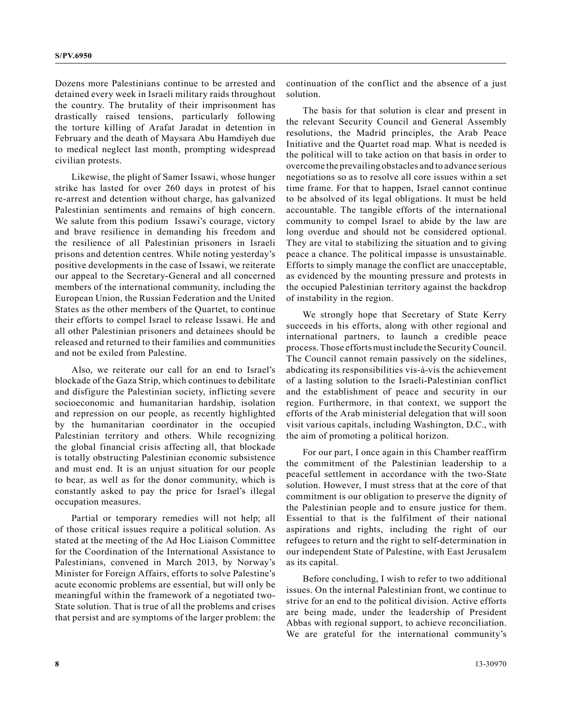Dozens more Palestinians continue to be arrested and detained every week in Israeli military raids throughout the country. The brutality of their imprisonment has drastically raised tensions, particularly following the torture killing of Arafat Jaradat in detention in February and the death of Maysara Abu Hamdiyeh due to medical neglect last month, prompting widespread civilian protests.

Likewise, the plight of Samer Issawi, whose hunger strike has lasted for over 260 days in protest of his re-arrest and detention without charge, has galvanized Palestinian sentiments and remains of high concern. We salute from this podium Issawi's courage, victory and brave resilience in demanding his freedom and the resilience of all Palestinian prisoners in Israeli prisons and detention centres. While noting yesterday's positive developments in the case of Issawi, we reiterate our appeal to the Secretary-General and all concerned members of the international community, including the European Union, the Russian Federation and the United States as the other members of the Quartet, to continue their efforts to compel Israel to release Issawi. He and all other Palestinian prisoners and detainees should be released and returned to their families and communities and not be exiled from Palestine.

Also, we reiterate our call for an end to Israel's blockade of the Gaza Strip, which continues to debilitate and disfigure the Palestinian society, inflicting severe socioeconomic and humanitarian hardship, isolation and repression on our people, as recently highlighted by the humanitarian coordinator in the occupied Palestinian territory and others. While recognizing the global financial crisis affecting all, that blockade is totally obstructing Palestinian economic subsistence and must end. It is an unjust situation for our people to bear, as well as for the donor community, which is constantly asked to pay the price for Israel's illegal occupation measures.

Partial or temporary remedies will not help; all of those critical issues require a political solution. As stated at the meeting of the Ad Hoc Liaison Committee for the Coordination of the International Assistance to Palestinians, convened in March 2013, by Norway's Minister for Foreign Affairs, efforts to solve Palestine's acute economic problems are essential, but will only be meaningful within the framework of a negotiated two-State solution. That is true of all the problems and crises that persist and are symptoms of the larger problem: the continuation of the conflict and the absence of a just solution.

The basis for that solution is clear and present in the relevant Security Council and General Assembly resolutions, the Madrid principles, the Arab Peace Initiative and the Quartet road map. What is needed is the political will to take action on that basis in order to overcome the prevailing obstacles and to advance serious negotiations so as to resolve all core issues within a set time frame. For that to happen, Israel cannot continue to be absolved of its legal obligations. It must be held accountable. The tangible efforts of the international community to compel Israel to abide by the law are long overdue and should not be considered optional. They are vital to stabilizing the situation and to giving peace a chance. The political impasse is unsustainable. Efforts to simply manage the conflict are unacceptable, as evidenced by the mounting pressure and protests in the occupied Palestinian territory against the backdrop of instability in the region.

We strongly hope that Secretary of State Kerry succeeds in his efforts, along with other regional and international partners, to launch a credible peace process. Those efforts must include the Security Council. The Council cannot remain passively on the sidelines, abdicating its responsibilities vis-à-vis the achievement of a lasting solution to the Israeli-Palestinian conflict and the establishment of peace and security in our region. Furthermore, in that context, we support the efforts of the Arab ministerial delegation that will soon visit various capitals, including Washington, D.C., with the aim of promoting a political horizon.

For our part, I once again in this Chamber reaffirm the commitment of the Palestinian leadership to a peaceful settlement in accordance with the two-State solution. However, I must stress that at the core of that commitment is our obligation to preserve the dignity of the Palestinian people and to ensure justice for them. Essential to that is the fulfilment of their national aspirations and rights, including the right of our refugees to return and the right to self-determination in our independent State of Palestine, with East Jerusalem as its capital.

Before concluding, I wish to refer to two additional issues. On the internal Palestinian front, we continue to strive for an end to the political division. Active efforts are being made, under the leadership of President Abbas with regional support, to achieve reconciliation. We are grateful for the international community's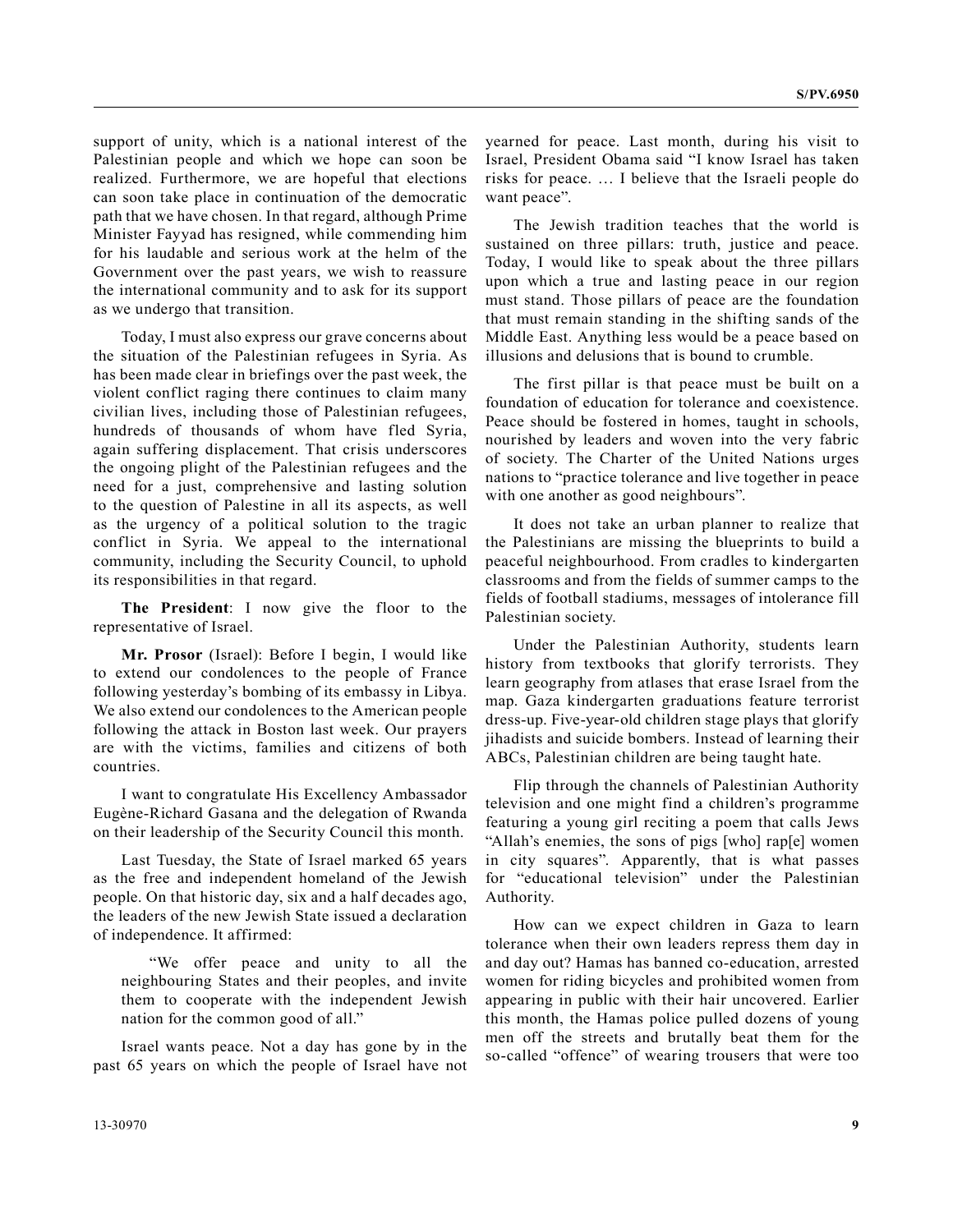support of unity, which is a national interest of the Palestinian people and which we hope can soon be realized. Furthermore, we are hopeful that elections can soon take place in continuation of the democratic path that we have chosen. In that regard, although Prime Minister Fayyad has resigned, while commending him for his laudable and serious work at the helm of the Government over the past years, we wish to reassure the international community and to ask for its support as we undergo that transition.

Today, I must also express our grave concerns about the situation of the Palestinian refugees in Syria. As has been made clear in briefings over the past week, the violent conflict raging there continues to claim many civilian lives, including those of Palestinian refugees, hundreds of thousands of whom have fled Syria, again suffering displacement. That crisis underscores the ongoing plight of the Palestinian refugees and the need for a just, comprehensive and lasting solution to the question of Palestine in all its aspects, as well as the urgency of a political solution to the tragic conflict in Syria. We appeal to the international community, including the Security Council, to uphold its responsibilities in that regard.

**The President**: I now give the floor to the representative of Israel.

**Mr. Prosor** (Israel): Before I begin, I would like to extend our condolences to the people of France following yesterday's bombing of its embassy in Libya. We also extend our condolences to the American people following the attack in Boston last week. Our prayers are with the victims, families and citizens of both countries.

I want to congratulate His Excellency Ambassador Eugène-Richard Gasana and the delegation of Rwanda on their leadership of the Security Council this month.

Last Tuesday, the State of Israel marked 65 years as the free and independent homeland of the Jewish people. On that historic day, six and a half decades ago, the leaders of the new Jewish State issued a declaration of independence. It affirmed:

> "We offer peace and unity to all the neighbouring States and their peoples, and invite them to cooperate with the independent Jewish nation for the common good of all."

Israel wants peace. Not a day has gone by in the past 65 years on which the people of Israel have not yearned for peace. Last month, during his visit to Israel, President Obama said "I know Israel has taken risks for peace. … I believe that the Israeli people do want peace".

The Jewish tradition teaches that the world is sustained on three pillars: truth, justice and peace. Today, I would like to speak about the three pillars upon which a true and lasting peace in our region must stand. Those pillars of peace are the foundation that must remain standing in the shifting sands of the Middle East. Anything less would be a peace based on illusions and delusions that is bound to crumble.

The first pillar is that peace must be built on a foundation of education for tolerance and coexistence. Peace should be fostered in homes, taught in schools, nourished by leaders and woven into the very fabric of society. The Charter of the United Nations urges nations to "practice tolerance and live together in peace with one another as good neighbours".

It does not take an urban planner to realize that the Palestinians are missing the blueprints to build a peaceful neighbourhood. From cradles to kindergarten classrooms and from the fields of summer camps to the fields of football stadiums, messages of intolerance fill Palestinian society.

Under the Palestinian Authority, students learn history from textbooks that glorify terrorists. They learn geography from atlases that erase Israel from the map. Gaza kindergarten graduations feature terrorist dress-up. Five-year-old children stage plays that glorify jihadists and suicide bombers. Instead of learning their ABCs, Palestinian children are being taught hate.

Flip through the channels of Palestinian Authority television and one might find a children's programme featuring a young girl reciting a poem that calls Jews "Allah's enemies, the sons of pigs [who] rap[e] women in city squares". Apparently, that is what passes for "educational television" under the Palestinian Authority.

How can we expect children in Gaza to learn tolerance when their own leaders repress them day in and day out? Hamas has banned co-education, arrested women for riding bicycles and prohibited women from appearing in public with their hair uncovered. Earlier this month, the Hamas police pulled dozens of young men off the streets and brutally beat them for the so-called "offence" of wearing trousers that were too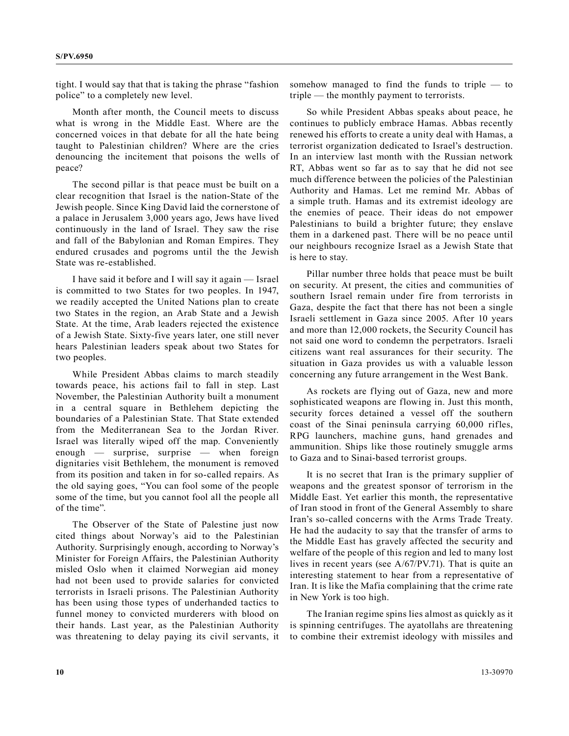tight. I would say that that is taking the phrase "fashion police" to a completely new level.

Month after month, the Council meets to discuss what is wrong in the Middle East. Where are the concerned voices in that debate for all the hate being taught to Palestinian children? Where are the cries denouncing the incitement that poisons the wells of peace?

The second pillar is that peace must be built on a clear recognition that Israel is the nation-State of the Jewish people. Since King David laid the cornerstone of a palace in Jerusalem 3,000 years ago, Jews have lived continuously in the land of Israel. They saw the rise and fall of the Babylonian and Roman Empires. They endured crusades and pogroms until the the Jewish State was re-established.

I have said it before and I will say it again — Israel is committed to two States for two peoples. In 1947, we readily accepted the United Nations plan to create two States in the region, an Arab State and a Jewish State. At the time, Arab leaders rejected the existence of a Jewish State. Sixty-five years later, one still never hears Palestinian leaders speak about two States for two peoples.

While President Abbas claims to march steadily towards peace, his actions fail to fall in step. Last November, the Palestinian Authority built a monument in a central square in Bethlehem depicting the boundaries of a Palestinian State. That State extended from the Mediterranean Sea to the Jordan River. Israel was literally wiped off the map. Conveniently enough — surprise, surprise — when foreign dignitaries visit Bethlehem, the monument is removed from its position and taken in for so-called repairs. As the old saying goes, "You can fool some of the people some of the time, but you cannot fool all the people all of the time".

The Observer of the State of Palestine just now cited things about Norway's aid to the Palestinian Authority. Surprisingly enough, according to Norway's Minister for Foreign Affairs, the Palestinian Authority misled Oslo when it claimed Norwegian aid money had not been used to provide salaries for convicted terrorists in Israeli prisons. The Palestinian Authority has been using those types of underhanded tactics to funnel money to convicted murderers with blood on their hands. Last year, as the Palestinian Authority was threatening to delay paying its civil servants, it somehow managed to find the funds to triple — to triple — the monthly payment to terrorists.

So while President Abbas speaks about peace, he continues to publicly embrace Hamas. Abbas recently renewed his efforts to create a unity deal with Hamas, a terrorist organization dedicated to Israel's destruction. In an interview last month with the Russian network RT, Abbas went so far as to say that he did not see much difference between the policies of the Palestinian Authority and Hamas. Let me remind Mr. Abbas of a simple truth. Hamas and its extremist ideology are the enemies of peace. Their ideas do not empower Palestinians to build a brighter future; they enslave them in a darkened past. There will be no peace until our neighbours recognize Israel as a Jewish State that is here to stay.

Pillar number three holds that peace must be built on security. At present, the cities and communities of southern Israel remain under fire from terrorists in Gaza, despite the fact that there has not been a single Israeli settlement in Gaza since 2005. After 10 years and more than 12,000 rockets, the Security Council has not said one word to condemn the perpetrators. Israeli citizens want real assurances for their security. The situation in Gaza provides us with a valuable lesson concerning any future arrangement in the West Bank.

As rockets are flying out of Gaza, new and more sophisticated weapons are flowing in. Just this month, security forces detained a vessel off the southern coast of the Sinai peninsula carrying 60,000 rifles, RPG launchers, machine guns, hand grenades and ammunition. Ships like those routinely smuggle arms to Gaza and to Sinai-based terrorist groups.

It is no secret that Iran is the primary supplier of weapons and the greatest sponsor of terrorism in the Middle East. Yet earlier this month, the representative of Iran stood in front of the General Assembly to share Iran's so-called concerns with the Arms Trade Treaty. He had the audacity to say that the transfer of arms to the Middle East has gravely affected the security and welfare of the people of this region and led to many lost lives in recent years (see A/67/PV.71). That is quite an interesting statement to hear from a representative of Iran. It is like the Mafia complaining that the crime rate in New York is too high.

The Iranian regime spins lies almost as quickly as it is spinning centrifuges. The ayatollahs are threatening to combine their extremist ideology with missiles and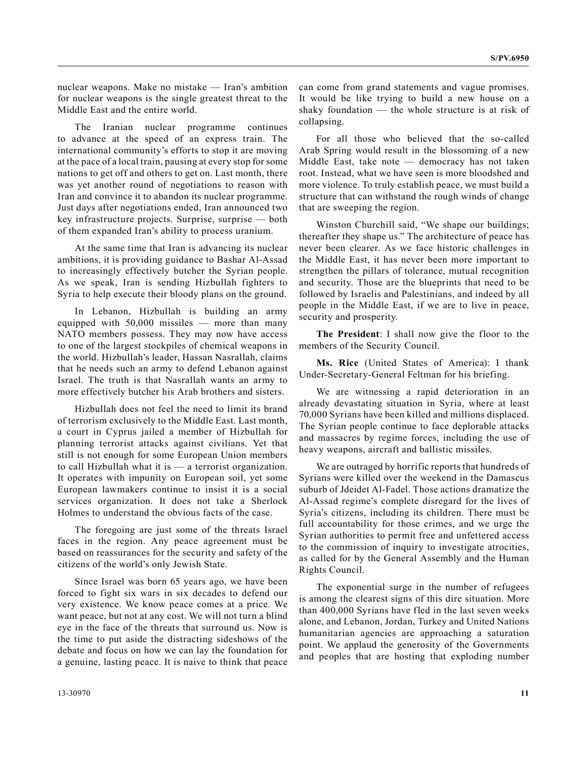nuclear weapons. Make no mistake — Iran's ambition for nuclear weapons is the single greatest threat to the Middle East and the entire world.

The Iranian nuclear programme continues to advance at the speed of an express train. The international community's efforts to stop it are moving at the pace of a local train, pausing at every stop for some nations to get off and others to get on. Last month, there was yet another round of negotiations to reason with Iran and convince it to abandon its nuclear programme. Just days after negotiations ended, Iran announced two key infrastructure projects. Surprise, surprise — both of them expanded Iran's ability to process uranium.

At the same time that Iran is advancing its nuclear ambitions, it is providing guidance to Bashar Al-Assad to increasingly effectively butcher the Syrian people. As we speak, Iran is sending Hizbullah fighters to Syria to help execute their bloody plans on the ground.

In Lebanon, Hizbullah is building an army equipped with 50,000 missiles — more than many NATO members possess. They may now have access to one of the largest stockpiles of chemical weapons in the world. Hizbullah's leader, Hassan Nasrallah, claims that he needs such an army to defend Lebanon against Israel. The truth is that Nasrallah wants an army to more effectively butcher his Arab brothers and sisters.

Hizbullah does not feel the need to limit its brand of terrorism exclusively to the Middle East. Last month, a court in Cyprus jailed a member of Hizbullah for planning terrorist attacks against civilians. Yet that still is not enough for some European Union members to call Hizbullah what it is — a terrorist organization. It operates with impunity on European soil, yet some European lawmakers continue to insist it is a social services organization. It does not take a Sherlock Holmes to understand the obvious facts of the case.

The foregoing are just some of the threats Israel faces in the region. Any peace agreement must be based on reassurances for the security and safety of the citizens of the world's only Jewish State.

Since Israel was born 65 years ago, we have been forced to fight six wars in six decades to defend our very existence. We know peace comes at a price. We want peace, but not at any cost. We will not turn a blind eye in the face of the threats that surround us. Now is the time to put aside the distracting sideshows of the debate and focus on how we can lay the foundation for a genuine, lasting peace. It is naive to think that peace can come from grand statements and vague promises. It would be like trying to build a new house on a shaky foundation — the whole structure is at risk of collapsing.

For all those who believed that the so-called Arab Spring would result in the blossoming of a new Middle East, take note — democracy has not taken root. Instead, what we have seen is more bloodshed and more violence. To truly establish peace, we must build a structure that can withstand the rough winds of change that are sweeping the region.

Winston Churchill said, "We shape our buildings; thereafter they shape us." The architecture of peace has never been clearer. As we face historic challenges in the Middle East, it has never been more important to strengthen the pillars of tolerance, mutual recognition and security. Those are the blueprints that need to be followed by Israelis and Palestinians, and indeed by all people in the Middle East, if we are to live in peace, security and prosperity.

**The President**: I shall now give the floor to the members of the Security Council.

**Ms. Rice** (United States of America): I thank Under-Secretary-General Feltman for his briefing.

We are witnessing a rapid deterioration in an already devastating situation in Syria, where at least 70,000 Syrians have been killed and millions displaced. The Syrian people continue to face deplorable attacks and massacres by regime forces, including the use of heavy weapons, aircraft and ballistic missiles.

We are outraged by horrific reports that hundreds of Syrians were killed over the weekend in the Damascus suburb of Jdeidet Al-Fadel. Those actions dramatize the Al-Assad regime's complete disregard for the lives of Syria's citizens, including its children. There must be full accountability for those crimes, and we urge the Syrian authorities to permit free and unfettered access to the commission of inquiry to investigate atrocities, as called for by the General Assembly and the Human Rights Council.

The exponential surge in the number of refugees is among the clearest signs of this dire situation. More than 400,000 Syrians have fled in the last seven weeks alone, and Lebanon, Jordan, Turkey and United Nations humanitarian agencies are approaching a saturation point. We applaud the generosity of the Governments and peoples that are hosting that exploding number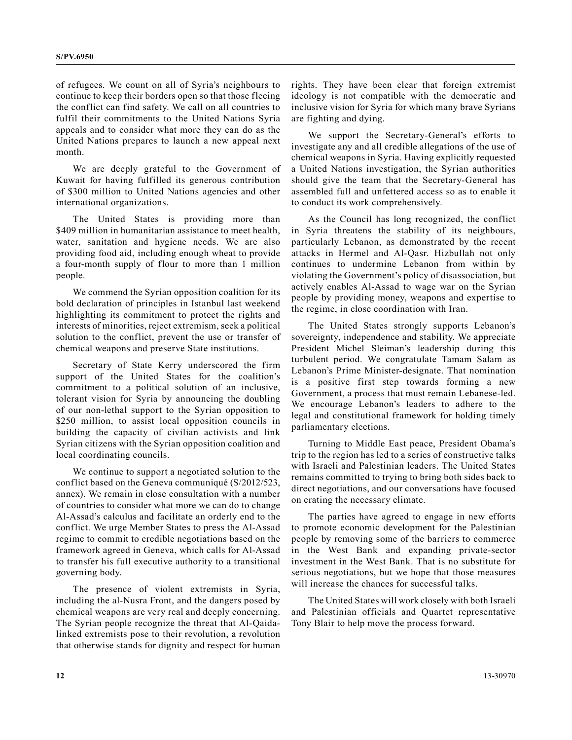of refugees. We count on all of Syria's neighbours to continue to keep their borders open so that those fleeing the conflict can find safety. We call on all countries to fulfil their commitments to the United Nations Syria appeals and to consider what more they can do as the United Nations prepares to launch a new appeal next month.

We are deeply grateful to the Government of Kuwait for having fulfilled its generous contribution of $300 million to United Nations agencies and other international organizations.

The United States is providing more than $409 million in humanitarian assistance to meet health, water, sanitation and hygiene needs. We are also providing food aid, including enough wheat to provide a four-month supply of flour to more than 1 million people.

We commend the Syrian opposition coalition for its bold declaration of principles in Istanbul last weekend highlighting its commitment to protect the rights and interests of minorities, reject extremism, seek a political solution to the conflict, prevent the use or transfer of chemical weapons and preserve State institutions.

Secretary of State Kerry underscored the firm support of the United States for the coalition's commitment to a political solution of an inclusive, tolerant vision for Syria by announcing the doubling of our non-lethal support to the Syrian opposition to $250 million, to assist local opposition councils in building the capacity of civilian activists and link Syrian citizens with the Syrian opposition coalition and local coordinating councils.

We continue to support a negotiated solution to the conflict based on the Geneva communiqué (S/2012/523, annex). We remain in close consultation with a number of countries to consider what more we can do to change Al-Assad's calculus and facilitate an orderly end to the conflict. We urge Member States to press the Al-Assad regime to commit to credible negotiations based on the framework agreed in Geneva, which calls for Al-Assad to transfer his full executive authority to a transitional governing body.

The presence of violent extremists in Syria, including the al-Nusra Front, and the dangers posed by chemical weapons are very real and deeply concerning. The Syrian people recognize the threat that Al-Qaida-linked extremists pose to their revolution, a revolution that otherwise stands for dignity and respect for human rights. They have been clear that foreign extremist ideology is not compatible with the democratic and inclusive vision for Syria for which many brave Syrians are fighting and dying.

We support the Secretary-General's efforts to investigate any and all credible allegations of the use of chemical weapons in Syria. Having explicitly requested a United Nations investigation, the Syrian authorities should give the team that the Secretary-General has assembled full and unfettered access so as to enable it to conduct its work comprehensively.

As the Council has long recognized, the conflict in Syria threatens the stability of its neighbours, particularly Lebanon, as demonstrated by the recent attacks in Hermel and Al-Qasr. Hizbullah not only continues to undermine Lebanon from within by violating the Government's policy of disassociation, but actively enables Al-Assad to wage war on the Syrian people by providing money, weapons and expertise to the regime, in close coordination with Iran.

The United States strongly supports Lebanon's sovereignty, independence and stability. We appreciate President Michel Sleiman's leadership during this turbulent period. We congratulate Tamam Salam as Lebanon's Prime Minister-designate. That nomination is a positive first step towards forming a new Government, a process that must remain Lebanese-led. We encourage Lebanon's leaders to adhere to the legal and constitutional framework for holding timely parliamentary elections.

Turning to Middle East peace, President Obama's trip to the region has led to a series of constructive talks with Israeli and Palestinian leaders. The United States remains committed to trying to bring both sides back to direct negotiations, and our conversations have focused on crating the necessary climate.

The parties have agreed to engage in new efforts to promote economic development for the Palestinian people by removing some of the barriers to commerce in the West Bank and expanding private-sector investment in the West Bank. That is no substitute for serious negotiations, but we hope that those measures will increase the chances for successful talks.

The United States will work closely with both Israeli and Palestinian officials and Quartet representative Tony Blair to help move the process forward.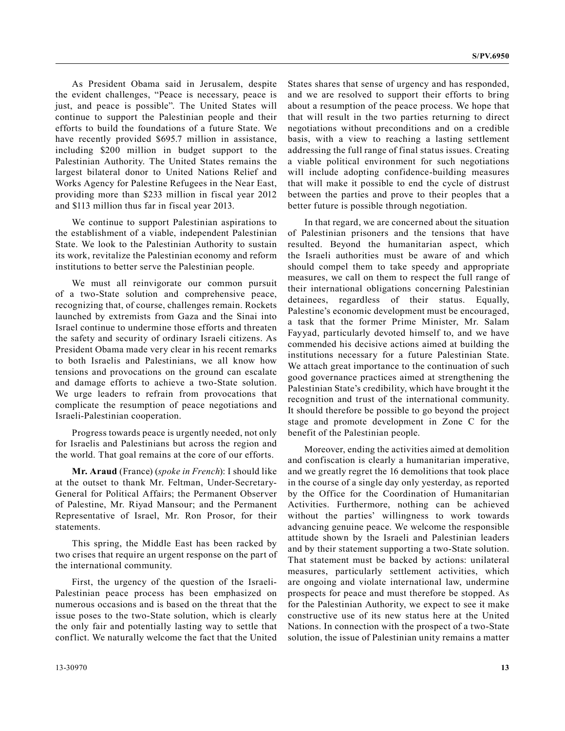As President Obama said in Jerusalem, despite the evident challenges, "Peace is necessary, peace is just, and peace is possible". The United States will continue to support the Palestinian people and their efforts to build the foundations of a future State. We have recently provided $695.7 million in assistance, including $200 million in budget support to the Palestinian Authority. The United States remains the largest bilateral donor to United Nations Relief and Works Agency for Palestine Refugees in the Near East, providing more than $233 million in fiscal year 2012 and $113 million thus far in fiscal year 2013.

We continue to support Palestinian aspirations to the establishment of a viable, independent Palestinian State. We look to the Palestinian Authority to sustain its work, revitalize the Palestinian economy and reform institutions to better serve the Palestinian people.

We must all reinvigorate our common pursuit of a two-State solution and comprehensive peace, recognizing that, of course, challenges remain. Rockets launched by extremists from Gaza and the Sinai into Israel continue to undermine those efforts and threaten the safety and security of ordinary Israeli citizens. As President Obama made very clear in his recent remarks to both Israelis and Palestinians, we all know how tensions and provocations on the ground can escalate and damage efforts to achieve a two-State solution. We urge leaders to refrain from provocations that complicate the resumption of peace negotiations and Israeli-Palestinian cooperation.

Progress towards peace is urgently needed, not only for Israelis and Palestinians but across the region and the world. That goal remains at the core of our efforts.

**Mr. Araud** (France) (*spoke in French*): I should like at the outset to thank Mr. Feltman, Under-Secretary-General for Political Affairs; the Permanent Observer of Palestine, Mr. Riyad Mansour; and the Permanent Representative of Israel, Mr. Ron Prosor, for their statements.

This spring, the Middle East has been racked by two crises that require an urgent response on the part of the international community.

First, the urgency of the question of the Israeli-Palestinian peace process has been emphasized on numerous occasions and is based on the threat that the issue poses to the two-State solution, which is clearly the only fair and potentially lasting way to settle that conflict. We naturally welcome the fact that the United States shares that sense of urgency and has responded, and we are resolved to support their efforts to bring about a resumption of the peace process. We hope that that will result in the two parties returning to direct negotiations without preconditions and on a credible basis, with a view to reaching a lasting settlement addressing the full range of final status issues. Creating a viable political environment for such negotiations will include adopting confidence-building measures that will make it possible to end the cycle of distrust between the parties and prove to their peoples that a better future is possible through negotiation.

In that regard, we are concerned about the situation of Palestinian prisoners and the tensions that have resulted. Beyond the humanitarian aspect, which the Israeli authorities must be aware of and which should compel them to take speedy and appropriate measures, we call on them to respect the full range of their international obligations concerning Palestinian detainees, regardless of their status. Equally, Palestine's economic development must be encouraged, a task that the former Prime Minister, Mr. Salam Fayyad, particularly devoted himself to, and we have commended his decisive actions aimed at building the institutions necessary for a future Palestinian State. We attach great importance to the continuation of such good governance practices aimed at strengthening the Palestinian State's credibility, which have brought it the recognition and trust of the international community. It should therefore be possible to go beyond the project stage and promote development in Zone C for the benefit of the Palestinian people.

Moreover, ending the activities aimed at demolition and confiscation is clearly a humanitarian imperative, and we greatly regret the 16 demolitions that took place in the course of a single day only yesterday, as reported by the Office for the Coordination of Humanitarian Activities. Furthermore, nothing can be achieved without the parties' willingness to work towards advancing genuine peace. We welcome the responsible attitude shown by the Israeli and Palestinian leaders and by their statement supporting a two-State solution. That statement must be backed by actions: unilateral measures, particularly settlement activities, which are ongoing and violate international law, undermine prospects for peace and must therefore be stopped. As for the Palestinian Authority, we expect to see it make constructive use of its new status here at the United Nations. In connection with the prospect of a two-State solution, the issue of Palestinian unity remains a matter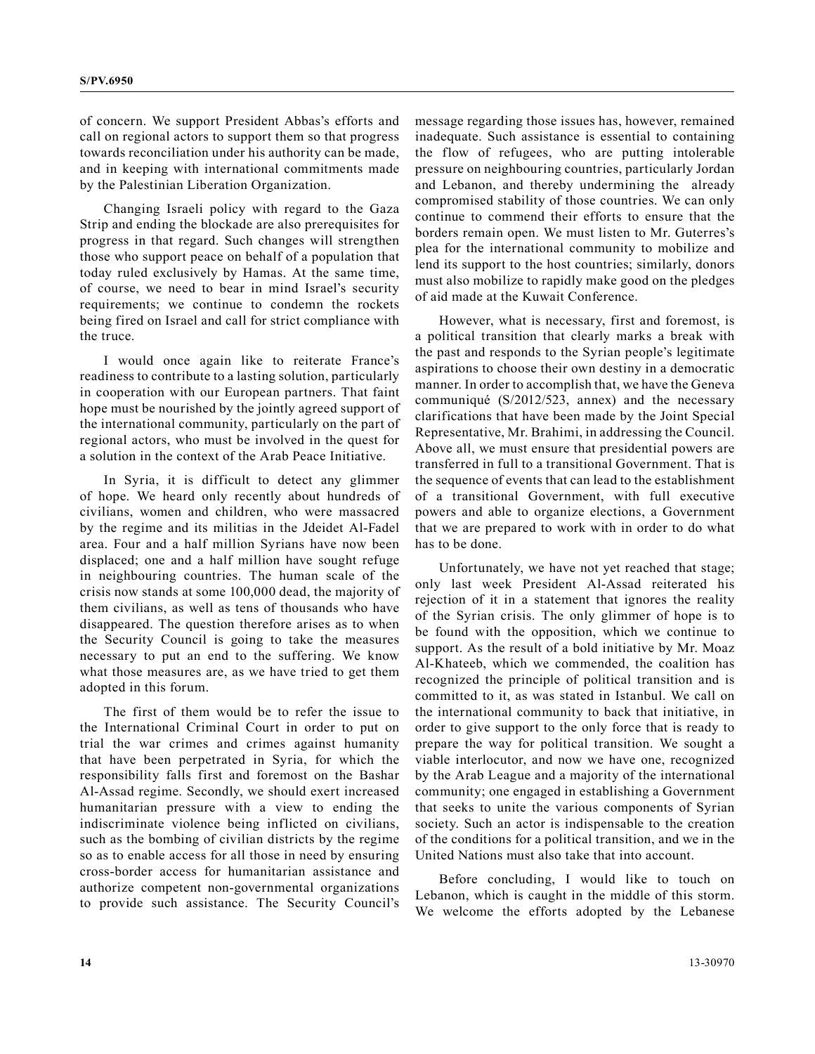of concern. We support President Abbas's efforts and call on regional actors to support them so that progress towards reconciliation under his authority can be made, and in keeping with international commitments made by the Palestinian Liberation Organization.

Changing Israeli policy with regard to the Gaza Strip and ending the blockade are also prerequisites for progress in that regard. Such changes will strengthen those who support peace on behalf of a population that today ruled exclusively by Hamas. At the same time, of course, we need to bear in mind Israel's security requirements; we continue to condemn the rockets being fired on Israel and call for strict compliance with the truce.

I would once again like to reiterate France's readiness to contribute to a lasting solution, particularly in cooperation with our European partners. That faint hope must be nourished by the jointly agreed support of the international community, particularly on the part of regional actors, who must be involved in the quest for a solution in the context of the Arab Peace Initiative.

In Syria, it is difficult to detect any glimmer of hope. We heard only recently about hundreds of civilians, women and children, who were massacred by the regime and its militias in the Jdeidet Al-Fadel area. Four and a half million Syrians have now been displaced; one and a half million have sought refuge in neighbouring countries. The human scale of the crisis now stands at some 100,000 dead, the majority of them civilians, as well as tens of thousands who have disappeared. The question therefore arises as to when the Security Council is going to take the measures necessary to put an end to the suffering. We know what those measures are, as we have tried to get them adopted in this forum.

The first of them would be to refer the issue to the International Criminal Court in order to put on trial the war crimes and crimes against humanity that have been perpetrated in Syria, for which the responsibility falls first and foremost on the Bashar Al-Assad regime. Secondly, we should exert increased humanitarian pressure with a view to ending the indiscriminate violence being inflicted on civilians, such as the bombing of civilian districts by the regime so as to enable access for all those in need by ensuring cross-border access for humanitarian assistance and authorize competent non-governmental organizations to provide such assistance. The Security Council's message regarding those issues has, however, remained inadequate. Such assistance is essential to containing the flow of refugees, who are putting intolerable pressure on neighbouring countries, particularly Jordan and Lebanon, and thereby undermining the already compromised stability of those countries. We can only continue to commend their efforts to ensure that the borders remain open. We must listen to Mr. Guterres's plea for the international community to mobilize and lend its support to the host countries; similarly, donors must also mobilize to rapidly make good on the pledges of aid made at the Kuwait Conference.

However, what is necessary, first and foremost, is a political transition that clearly marks a break with the past and responds to the Syrian people's legitimate aspirations to choose their own destiny in a democratic manner. In order to accomplish that, we have the Geneva communiqué (S/2012/523, annex) and the necessary clarifications that have been made by the Joint Special Representative, Mr. Brahimi, in addressing the Council. Above all, we must ensure that presidential powers are transferred in full to a transitional Government. That is the sequence of events that can lead to the establishment of a transitional Government, with full executive powers and able to organize elections, a Government that we are prepared to work with in order to do what has to be done.

Unfortunately, we have not yet reached that stage; only last week President Al-Assad reiterated his rejection of it in a statement that ignores the reality of the Syrian crisis. The only glimmer of hope is to be found with the opposition, which we continue to support. As the result of a bold initiative by Mr. Moaz Al-Khateeb, which we commended, the coalition has recognized the principle of political transition and is committed to it, as was stated in Istanbul. We call on the international community to back that initiative, in order to give support to the only force that is ready to prepare the way for political transition. We sought a viable interlocutor, and now we have one, recognized by the Arab League and a majority of the international community; one engaged in establishing a Government that seeks to unite the various components of Syrian society. Such an actor is indispensable to the creation of the conditions for a political transition, and we in the United Nations must also take that into account.

Before concluding, I would like to touch on Lebanon, which is caught in the middle of this storm. We welcome the efforts adopted by the Lebanese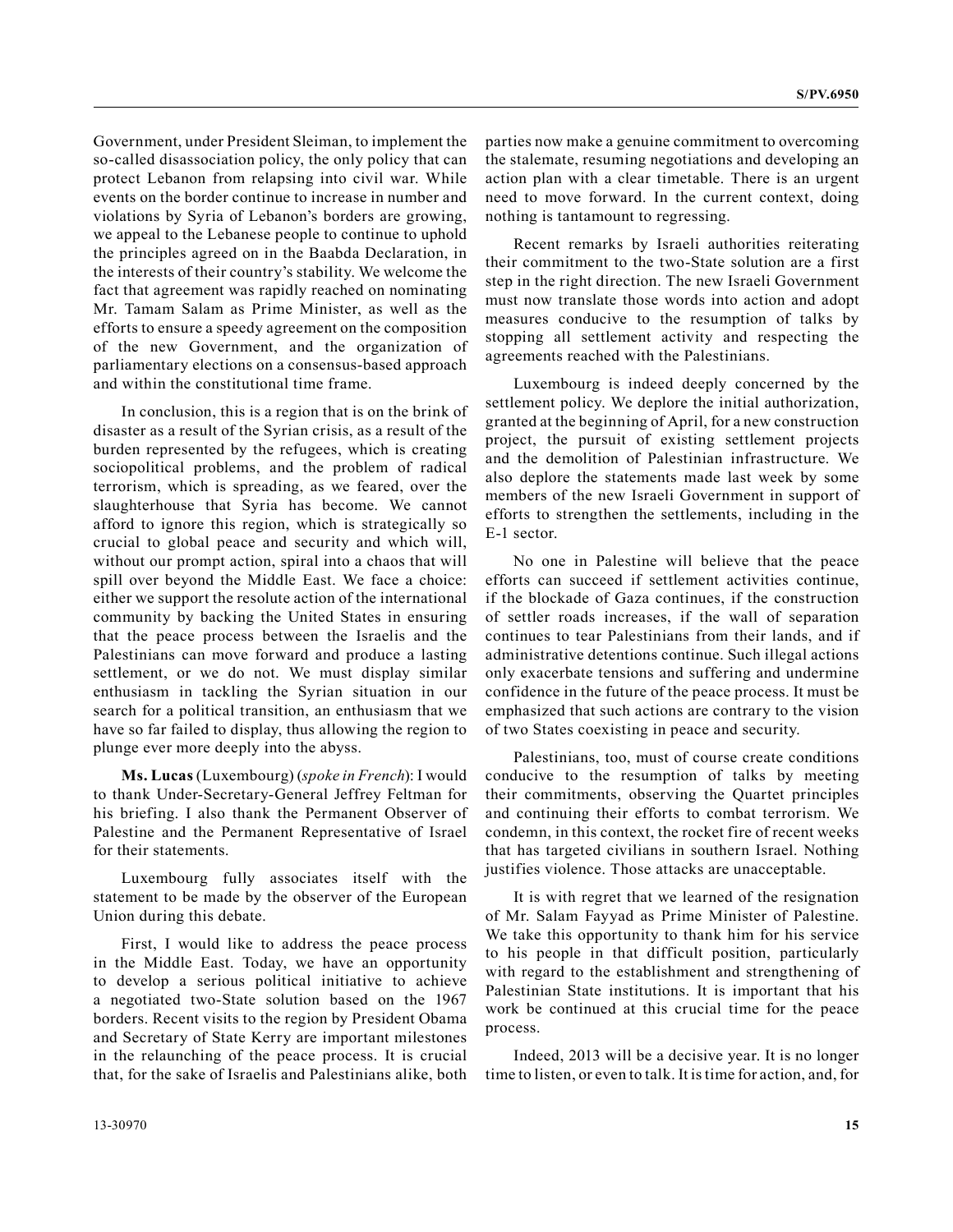Government, under President Sleiman, to implement the so-called disassociation policy, the only policy that can protect Lebanon from relapsing into civil war. While events on the border continue to increase in number and violations by Syria of Lebanon's borders are growing, we appeal to the Lebanese people to continue to uphold the principles agreed on in the Baabda Declaration, in the interests of their country's stability. We welcome the fact that agreement was rapidly reached on nominating Mr. Tamam Salam as Prime Minister, as well as the efforts to ensure a speedy agreement on the composition of the new Government, and the organization of parliamentary elections on a consensus-based approach and within the constitutional time frame.

In conclusion, this is a region that is on the brink of disaster as a result of the Syrian crisis, as a result of the burden represented by the refugees, which is creating sociopolitical problems, and the problem of radical terrorism, which is spreading, as we feared, over the slaughterhouse that Syria has become. We cannot afford to ignore this region, which is strategically so crucial to global peace and security and which will, without our prompt action, spiral into a chaos that will spill over beyond the Middle East. We face a choice: either we support the resolute action of the international community by backing the United States in ensuring that the peace process between the Israelis and the Palestinians can move forward and produce a lasting settlement, or we do not. We must display similar enthusiasm in tackling the Syrian situation in our search for a political transition, an enthusiasm that we have so far failed to display, thus allowing the region to plunge ever more deeply into the abyss.

**Ms. Lucas** (Luxembourg) (*spoke in French*): I would to thank Under-Secretary-General Jeffrey Feltman for his briefing. I also thank the Permanent Observer of Palestine and the Permanent Representative of Israel for their statements.

Luxembourg fully associates itself with the statement to be made by the observer of the European Union during this debate.

First, I would like to address the peace process in the Middle East. Today, we have an opportunity to develop a serious political initiative to achieve a negotiated two-State solution based on the 1967 borders. Recent visits to the region by President Obama and Secretary of State Kerry are important milestones in the relaunching of the peace process. It is crucial that, for the sake of Israelis and Palestinians alike, both parties now make a genuine commitment to overcoming the stalemate, resuming negotiations and developing an action plan with a clear timetable. There is an urgent need to move forward. In the current context, doing nothing is tantamount to regressing.

Recent remarks by Israeli authorities reiterating their commitment to the two-State solution are a first step in the right direction. The new Israeli Government must now translate those words into action and adopt measures conducive to the resumption of talks by stopping all settlement activity and respecting the agreements reached with the Palestinians.

Luxembourg is indeed deeply concerned by the settlement policy. We deplore the initial authorization, granted at the beginning of April, for a new construction project, the pursuit of existing settlement projects and the demolition of Palestinian infrastructure. We also deplore the statements made last week by some members of the new Israeli Government in support of efforts to strengthen the settlements, including in the E-1 sector.

No one in Palestine will believe that the peace efforts can succeed if settlement activities continue, if the blockade of Gaza continues, if the construction of settler roads increases, if the wall of separation continues to tear Palestinians from their lands, and if administrative detentions continue. Such illegal actions only exacerbate tensions and suffering and undermine confidence in the future of the peace process. It must be emphasized that such actions are contrary to the vision of two States coexisting in peace and security.

Palestinians, too, must of course create conditions conducive to the resumption of talks by meeting their commitments, observing the Quartet principles and continuing their efforts to combat terrorism. We condemn, in this context, the rocket fire of recent weeks that has targeted civilians in southern Israel. Nothing justifies violence. Those attacks are unacceptable.

It is with regret that we learned of the resignation of Mr. Salam Fayyad as Prime Minister of Palestine. We take this opportunity to thank him for his service to his people in that difficult position, particularly with regard to the establishment and strengthening of Palestinian State institutions. It is important that his work be continued at this crucial time for the peace process.

Indeed, 2013 will be a decisive year. It is no longer time to listen, or even to talk. It is time for action, and, for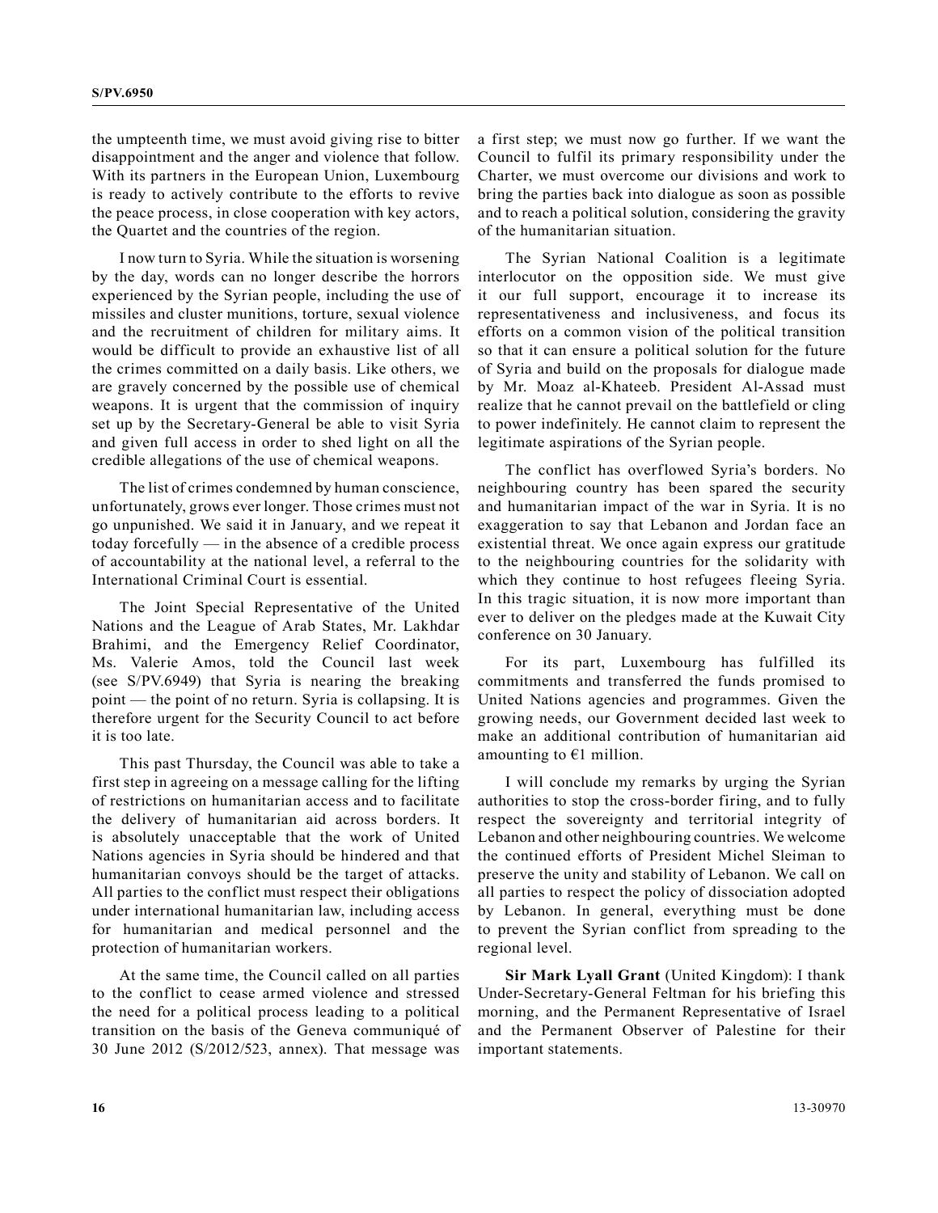the umpteenth time, we must avoid giving rise to bitter disappointment and the anger and violence that follow. With its partners in the European Union, Luxembourg is ready to actively contribute to the efforts to revive the peace process, in close cooperation with key actors, the Quartet and the countries of the region.

I now turn to Syria. While the situation is worsening by the day, words can no longer describe the horrors experienced by the Syrian people, including the use of missiles and cluster munitions, torture, sexual violence and the recruitment of children for military aims. It would be difficult to provide an exhaustive list of all the crimes committed on a daily basis. Like others, we are gravely concerned by the possible use of chemical weapons. It is urgent that the commission of inquiry set up by the Secretary-General be able to visit Syria and given full access in order to shed light on all the credible allegations of the use of chemical weapons.

The list of crimes condemned by human conscience, unfortunately, grows ever longer. Those crimes must not go unpunished. We said it in January, and we repeat it today forcefully — in the absence of a credible process of accountability at the national level, a referral to the International Criminal Court is essential.

The Joint Special Representative of the United Nations and the League of Arab States, Mr. Lakhdar Brahimi, and the Emergency Relief Coordinator, Ms. Valerie Amos, told the Council last week (see S/PV.6949) that Syria is nearing the breaking point — the point of no return. Syria is collapsing. It is therefore urgent for the Security Council to act before it is too late.

This past Thursday, the Council was able to take a first step in agreeing on a message calling for the lifting of restrictions on humanitarian access and to facilitate the delivery of humanitarian aid across borders. It is absolutely unacceptable that the work of United Nations agencies in Syria should be hindered and that humanitarian convoys should be the target of attacks. All parties to the conflict must respect their obligations under international humanitarian law, including access for humanitarian and medical personnel and the protection of humanitarian workers.

At the same time, the Council called on all parties to the conflict to cease armed violence and stressed the need for a political process leading to a political transition on the basis of the Geneva communiqué of 30 June 2012 (S/2012/523, annex). That message was a first step; we must now go further. If we want the Council to fulfil its primary responsibility under the Charter, we must overcome our divisions and work to bring the parties back into dialogue as soon as possible and to reach a political solution, considering the gravity of the humanitarian situation.

The Syrian National Coalition is a legitimate interlocutor on the opposition side. We must give it our full support, encourage it to increase its representativeness and inclusiveness, and focus its efforts on a common vision of the political transition so that it can ensure a political solution for the future of Syria and build on the proposals for dialogue made by Mr. Moaz al-Khateeb. President Al-Assad must realize that he cannot prevail on the battlefield or cling to power indefinitely. He cannot claim to represent the legitimate aspirations of the Syrian people.

The conflict has overflowed Syria's borders. No neighbouring country has been spared the security and humanitarian impact of the war in Syria. It is no exaggeration to say that Lebanon and Jordan face an existential threat. We once again express our gratitude to the neighbouring countries for the solidarity with which they continue to host refugees fleeing Syria. In this tragic situation, it is now more important than ever to deliver on the pledges made at the Kuwait City conference on 30 January.

For its part, Luxembourg has fulfilled its commitments and transferred the funds promised to United Nations agencies and programmes. Given the growing needs, our Government decided last week to make an additional contribution of humanitarian aid amounting to €1 million.

I will conclude my remarks by urging the Syrian authorities to stop the cross-border firing, and to fully respect the sovereignty and territorial integrity of Lebanon and other neighbouring countries. We welcome the continued efforts of President Michel Sleiman to preserve the unity and stability of Lebanon. We call on all parties to respect the policy of dissociation adopted by Lebanon. In general, everything must be done to prevent the Syrian conflict from spreading to the regional level.

**Sir Mark Lyall Grant** (United Kingdom): I thank Under-Secretary-General Feltman for his briefing this morning, and the Permanent Representative of Israel and the Permanent Observer of Palestine for their important statements.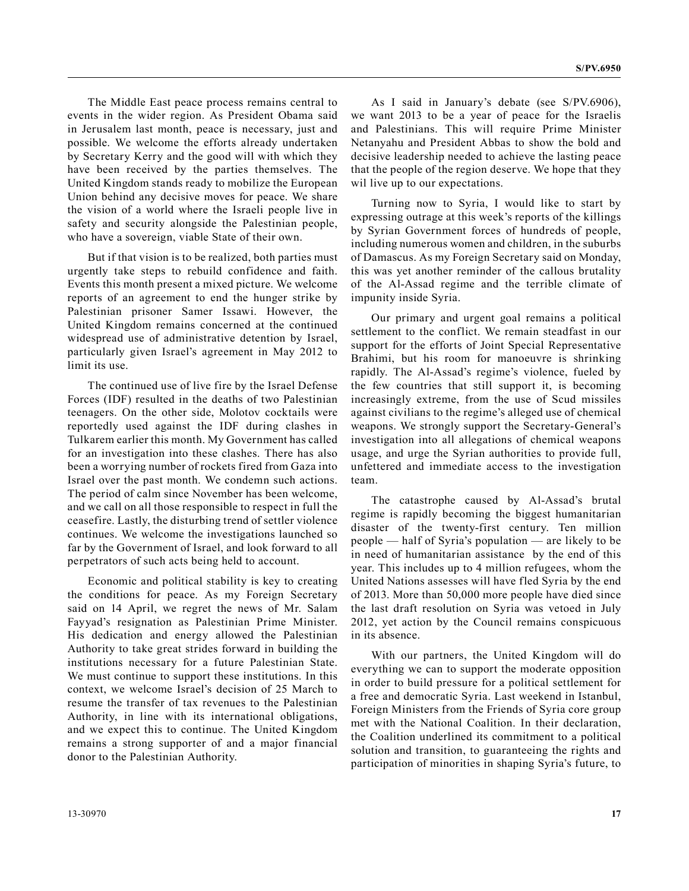The Middle East peace process remains central to events in the wider region. As President Obama said in Jerusalem last month, peace is necessary, just and possible. We welcome the efforts already undertaken by Secretary Kerry and the good will with which they have been received by the parties themselves. The United Kingdom stands ready to mobilize the European Union behind any decisive moves for peace. We share the vision of a world where the Israeli people live in safety and security alongside the Palestinian people, who have a sovereign, viable State of their own.

But if that vision is to be realized, both parties must urgently take steps to rebuild confidence and faith. Events this month present a mixed picture. We welcome reports of an agreement to end the hunger strike by Palestinian prisoner Samer Issawi. However, the United Kingdom remains concerned at the continued widespread use of administrative detention by Israel, particularly given Israel's agreement in May 2012 to limit its use.

The continued use of live fire by the Israel Defense Forces (IDF) resulted in the deaths of two Palestinian teenagers. On the other side, Molotov cocktails were reportedly used against the IDF during clashes in Tulkarem earlier this month. My Government has called for an investigation into these clashes. There has also been a worrying number of rockets fired from Gaza into Israel over the past month. We condemn such actions. The period of calm since November has been welcome, and we call on all those responsible to respect in full the ceasefire. Lastly, the disturbing trend of settler violence continues. We welcome the investigations launched so far by the Government of Israel, and look forward to all perpetrators of such acts being held to account.

Economic and political stability is key to creating the conditions for peace. As my Foreign Secretary said on 14 April, we regret the news of Mr. Salam Fayyad's resignation as Palestinian Prime Minister. His dedication and energy allowed the Palestinian Authority to take great strides forward in building the institutions necessary for a future Palestinian State. We must continue to support these institutions. In this context, we welcome Israel's decision of 25 March to resume the transfer of tax revenues to the Palestinian Authority, in line with its international obligations, and we expect this to continue. The United Kingdom remains a strong supporter of and a major financial donor to the Palestinian Authority.

As I said in January's debate (see S/PV.6906), we want 2013 to be a year of peace for the Israelis and Palestinians. This will require Prime Minister Netanyahu and President Abbas to show the bold and decisive leadership needed to achieve the lasting peace that the people of the region deserve. We hope that they wil live up to our expectations.

Turning now to Syria, I would like to start by expressing outrage at this week's reports of the killings by Syrian Government forces of hundreds of people, including numerous women and children, in the suburbs of Damascus. As my Foreign Secretary said on Monday, this was yet another reminder of the callous brutality of the Al-Assad regime and the terrible climate of impunity inside Syria.

Our primary and urgent goal remains a political settlement to the conflict. We remain steadfast in our support for the efforts of Joint Special Representative Brahimi, but his room for manoeuvre is shrinking rapidly. The Al-Assad's regime's violence, fueled by the few countries that still support it, is becoming increasingly extreme, from the use of Scud missiles against civilians to the regime's alleged use of chemical weapons. We strongly support the Secretary-General's investigation into all allegations of chemical weapons usage, and urge the Syrian authorities to provide full, unfettered and immediate access to the investigation team.

The catastrophe caused by Al-Assad's brutal regime is rapidly becoming the biggest humanitarian disaster of the twenty-first century. Ten million people — half of Syria's population — are likely to be in need of humanitarian assistance by the end of this year. This includes up to 4 million refugees, whom the United Nations assesses will have fled Syria by the end of 2013. More than 50,000 more people have died since the last draft resolution on Syria was vetoed in July 2012, yet action by the Council remains conspicuous in its absence.

With our partners, the United Kingdom will do everything we can to support the moderate opposition in order to build pressure for a political settlement for a free and democratic Syria. Last weekend in Istanbul, Foreign Ministers from the Friends of Syria core group met with the National Coalition. In their declaration, the Coalition underlined its commitment to a political solution and transition, to guaranteeing the rights and participation of minorities in shaping Syria's future, to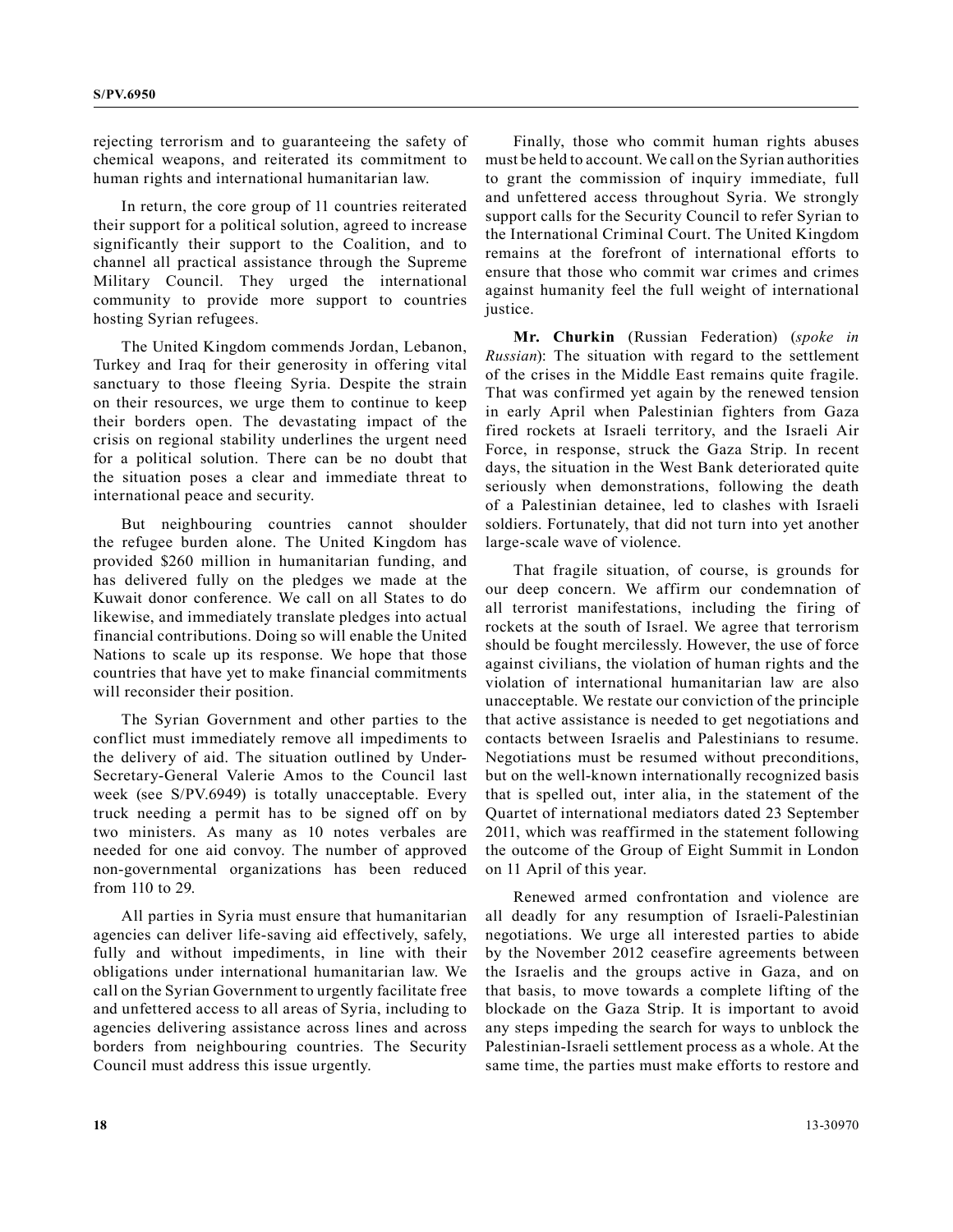rejecting terrorism and to guaranteeing the safety of chemical weapons, and reiterated its commitment to human rights and international humanitarian law.

In return, the core group of 11 countries reiterated their support for a political solution, agreed to increase significantly their support to the Coalition, and to channel all practical assistance through the Supreme Military Council. They urged the international community to provide more support to countries hosting Syrian refugees.

The United Kingdom commends Jordan, Lebanon, Turkey and Iraq for their generosity in offering vital sanctuary to those fleeing Syria. Despite the strain on their resources, we urge them to continue to keep their borders open. The devastating impact of the crisis on regional stability underlines the urgent need for a political solution. There can be no doubt that the situation poses a clear and immediate threat to international peace and security.

But neighbouring countries cannot shoulder the refugee burden alone. The United Kingdom has provided \$260 million in humanitarian funding, and has delivered fully on the pledges we made at the Kuwait donor conference. We call on all States to do likewise, and immediately translate pledges into actual financial contributions. Doing so will enable the United Nations to scale up its response. We hope that those countries that have yet to make financial commitments will reconsider their position.

The Syrian Government and other parties to the conflict must immediately remove all impediments to the delivery of aid. The situation outlined by Under-Secretary-General Valerie Amos to the Council last week (see S/PV.6949) is totally unacceptable. Every truck needing a permit has to be signed off on by two ministers. As many as 10 notes verbales are needed for one aid convoy. The number of approved non-governmental organizations has been reduced from 110 to 29.

All parties in Syria must ensure that humanitarian agencies can deliver life-saving aid effectively, safely, fully and without impediments, in line with their obligations under international humanitarian law. We call on the Syrian Government to urgently facilitate free and unfettered access to all areas of Syria, including to agencies delivering assistance across lines and across borders from neighbouring countries. The Security Council must address this issue urgently.

Finally, those who commit human rights abuses must be held to account. We call on the Syrian authorities to grant the commission of inquiry immediate, full and unfettered access throughout Syria. We strongly support calls for the Security Council to refer Syrian to the International Criminal Court. The United Kingdom remains at the forefront of international efforts to ensure that those who commit war crimes and crimes against humanity feel the full weight of international justice.

**Mr. Churkin** (Russian Federation) (*spoke in Russian*): The situation with regard to the settlement of the crises in the Middle East remains quite fragile. That was confirmed yet again by the renewed tension in early April when Palestinian fighters from Gaza fired rockets at Israeli territory, and the Israeli Air Force, in response, struck the Gaza Strip. In recent days, the situation in the West Bank deteriorated quite seriously when demonstrations, following the death of a Palestinian detainee, led to clashes with Israeli soldiers. Fortunately, that did not turn into yet another large-scale wave of violence.

That fragile situation, of course, is grounds for our deep concern. We affirm our condemnation of all terrorist manifestations, including the firing of rockets at the south of Israel. We agree that terrorism should be fought mercilessly. However, the use of force against civilians, the violation of human rights and the violation of international humanitarian law are also unacceptable. We restate our conviction of the principle that active assistance is needed to get negotiations and contacts between Israelis and Palestinians to resume. Negotiations must be resumed without preconditions, but on the well-known internationally recognized basis that is spelled out, inter alia, in the statement of the Quartet of international mediators dated 23 September 2011, which was reaffirmed in the statement following the outcome of the Group of Eight Summit in London on 11 April of this year.

Renewed armed confrontation and violence are all deadly for any resumption of Israeli-Palestinian negotiations. We urge all interested parties to abide by the November 2012 ceasefire agreements between the Israelis and the groups active in Gaza, and on that basis, to move towards a complete lifting of the blockade on the Gaza Strip. It is important to avoid any steps impeding the search for ways to unblock the Palestinian-Israeli settlement process as a whole. At the same time, the parties must make efforts to restore and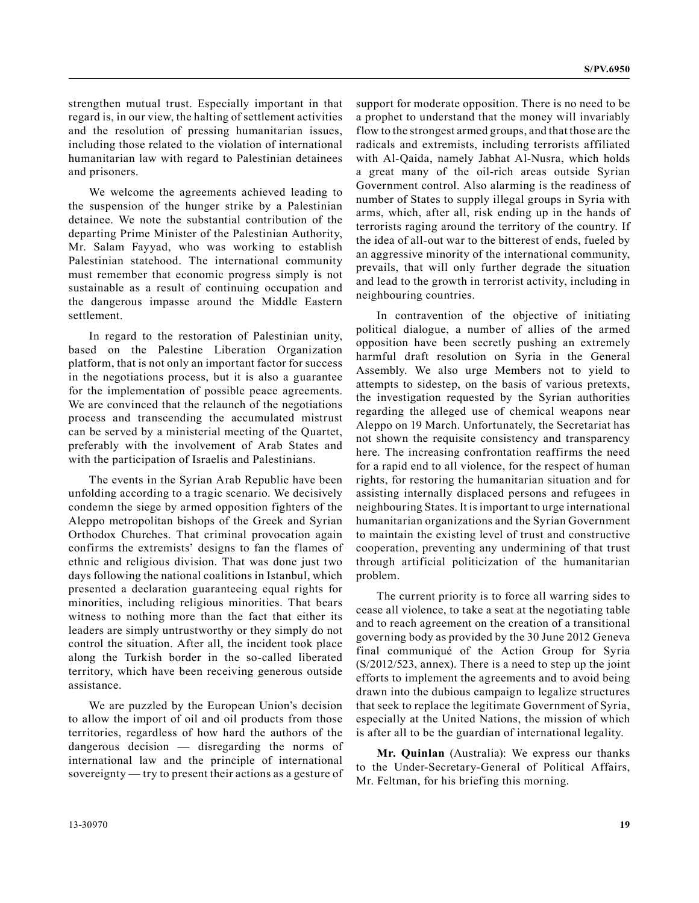strengthen mutual trust. Especially important in that regard is, in our view, the halting of settlement activities and the resolution of pressing humanitarian issues, including those related to the violation of international humanitarian law with regard to Palestinian detainees and prisoners.

We welcome the agreements achieved leading to the suspension of the hunger strike by a Palestinian detainee. We note the substantial contribution of the departing Prime Minister of the Palestinian Authority, Mr. Salam Fayyad, who was working to establish Palestinian statehood. The international community must remember that economic progress simply is not sustainable as a result of continuing occupation and the dangerous impasse around the Middle Eastern settlement.

In regard to the restoration of Palestinian unity, based on the Palestine Liberation Organization platform, that is not only an important factor for success in the negotiations process, but it is also a guarantee for the implementation of possible peace agreements. We are convinced that the relaunch of the negotiations process and transcending the accumulated mistrust can be served by a ministerial meeting of the Quartet, preferably with the involvement of Arab States and with the participation of Israelis and Palestinians.

The events in the Syrian Arab Republic have been unfolding according to a tragic scenario. We decisively condemn the siege by armed opposition fighters of the Aleppo metropolitan bishops of the Greek and Syrian Orthodox Churches. That criminal provocation again confirms the extremists' designs to fan the flames of ethnic and religious division. That was done just two days following the national coalitions in Istanbul, which presented a declaration guaranteeing equal rights for minorities, including religious minorities. That bears witness to nothing more than the fact that either its leaders are simply untrustworthy or they simply do not control the situation. After all, the incident took place along the Turkish border in the so-called liberated territory, which have been receiving generous outside assistance.

We are puzzled by the European Union's decision to allow the import of oil and oil products from those territories, regardless of how hard the authors of the dangerous decision — disregarding the norms of international law and the principle of international sovereignty — try to present their actions as a gesture of support for moderate opposition. There is no need to be a prophet to understand that the money will invariably flow to the strongest armed groups, and that those are the radicals and extremists, including terrorists affiliated with Al-Qaida, namely Jabhat Al-Nusra, which holds a great many of the oil-rich areas outside Syrian Government control. Also alarming is the readiness of number of States to supply illegal groups in Syria with arms, which, after all, risk ending up in the hands of terrorists raging around the territory of the country. If the idea of all-out war to the bitterest of ends, fueled by an aggressive minority of the international community, prevails, that will only further degrade the situation and lead to the growth in terrorist activity, including in neighbouring countries.

In contravention of the objective of initiating political dialogue, a number of allies of the armed opposition have been secretly pushing an extremely harmful draft resolution on Syria in the General Assembly. We also urge Members not to yield to attempts to sidestep, on the basis of various pretexts, the investigation requested by the Syrian authorities regarding the alleged use of chemical weapons near Aleppo on 19 March. Unfortunately, the Secretariat has not shown the requisite consistency and transparency here. The increasing confrontation reaffirms the need for a rapid end to all violence, for the respect of human rights, for restoring the humanitarian situation and for assisting internally displaced persons and refugees in neighbouring States. It is important to urge international humanitarian organizations and the Syrian Government to maintain the existing level of trust and constructive cooperation, preventing any undermining of that trust through artificial politicization of the humanitarian problem.

The current priority is to force all warring sides to cease all violence, to take a seat at the negotiating table and to reach agreement on the creation of a transitional governing body as provided by the 30 June 2012 Geneva final communiqué of the Action Group for Syria (S/2012/523, annex). There is a need to step up the joint efforts to implement the agreements and to avoid being drawn into the dubious campaign to legalize structures that seek to replace the legitimate Government of Syria, especially at the United Nations, the mission of which is after all to be the guardian of international legality.

**Mr. Quinlan** (Australia): We express our thanks to the Under-Secretary-General of Political Affairs, Mr. Feltman, for his briefing this morning.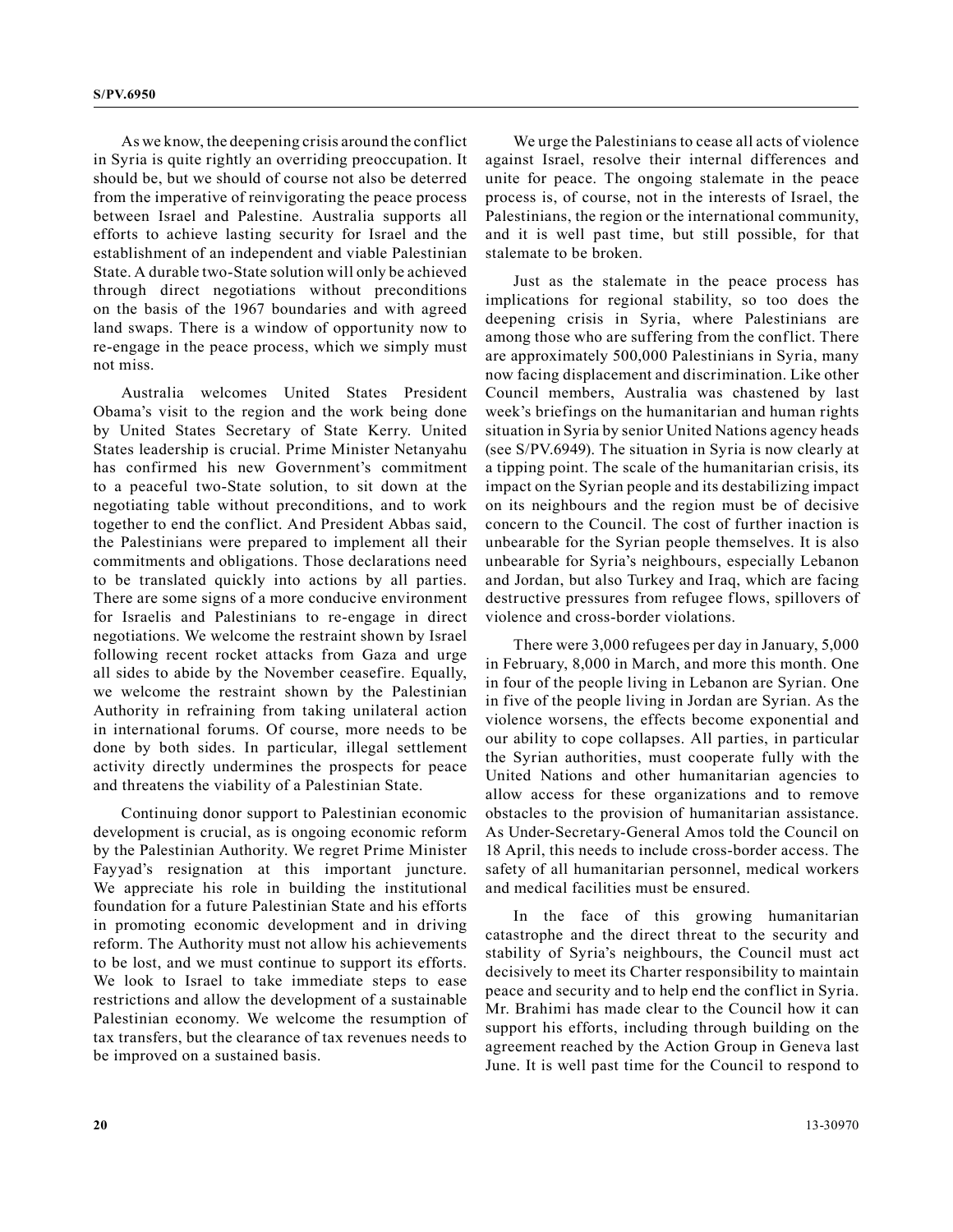As we know, the deepening crisis around the conflict in Syria is quite rightly an overriding preoccupation. It should be, but we should of course not also be deterred from the imperative of reinvigorating the peace process between Israel and Palestine. Australia supports all efforts to achieve lasting security for Israel and the establishment of an independent and viable Palestinian State. A durable two-State solution will only be achieved through direct negotiations without preconditions on the basis of the 1967 boundaries and with agreed land swaps. There is a window of opportunity now to re-engage in the peace process, which we simply must not miss.

Australia welcomes United States President Obama's visit to the region and the work being done by United States Secretary of State Kerry. United States leadership is crucial. Prime Minister Netanyahu has confirmed his new Government's commitment to a peaceful two-State solution, to sit down at the negotiating table without preconditions, and to work together to end the conflict. And President Abbas said, the Palestinians were prepared to implement all their commitments and obligations. Those declarations need to be translated quickly into actions by all parties. There are some signs of a more conducive environment for Israelis and Palestinians to re-engage in direct negotiations. We welcome the restraint shown by Israel following recent rocket attacks from Gaza and urge all sides to abide by the November ceasefire. Equally, we welcome the restraint shown by the Palestinian Authority in refraining from taking unilateral action in international forums. Of course, more needs to be done by both sides. In particular, illegal settlement activity directly undermines the prospects for peace and threatens the viability of a Palestinian State.

Continuing donor support to Palestinian economic development is crucial, as is ongoing economic reform by the Palestinian Authority. We regret Prime Minister Fayyad's resignation at this important juncture. We appreciate his role in building the institutional foundation for a future Palestinian State and his efforts in promoting economic development and in driving reform. The Authority must not allow his achievements to be lost, and we must continue to support its efforts. We look to Israel to take immediate steps to ease restrictions and allow the development of a sustainable Palestinian economy. We welcome the resumption of tax transfers, but the clearance of tax revenues needs to be improved on a sustained basis.

We urge the Palestinians to cease all acts of violence against Israel, resolve their internal differences and unite for peace. The ongoing stalemate in the peace process is, of course, not in the interests of Israel, the Palestinians, the region or the international community, and it is well past time, but still possible, for that stalemate to be broken.

Just as the stalemate in the peace process has implications for regional stability, so too does the deepening crisis in Syria, where Palestinians are among those who are suffering from the conflict. There are approximately 500,000 Palestinians in Syria, many now facing displacement and discrimination. Like other Council members, Australia was chastened by last week's briefings on the humanitarian and human rights situation in Syria by senior United Nations agency heads (see S/PV.6949). The situation in Syria is now clearly at a tipping point. The scale of the humanitarian crisis, its impact on the Syrian people and its destabilizing impact on its neighbours and the region must be of decisive concern to the Council. The cost of further inaction is unbearable for the Syrian people themselves. It is also unbearable for Syria's neighbours, especially Lebanon and Jordan, but also Turkey and Iraq, which are facing destructive pressures from refugee flows, spillovers of violence and cross-border violations.

There were 3,000 refugees per day in January, 5,000 in February, 8,000 in March, and more this month. One in four of the people living in Lebanon are Syrian. One in five of the people living in Jordan are Syrian. As the violence worsens, the effects become exponential and our ability to cope collapses. All parties, in particular the Syrian authorities, must cooperate fully with the United Nations and other humanitarian agencies to allow access for these organizations and to remove obstacles to the provision of humanitarian assistance. As Under-Secretary-General Amos told the Council on 18 April, this needs to include cross-border access. The safety of all humanitarian personnel, medical workers and medical facilities must be ensured.

In the face of this growing humanitarian catastrophe and the direct threat to the security and stability of Syria's neighbours, the Council must act decisively to meet its Charter responsibility to maintain peace and security and to help end the conflict in Syria. Mr. Brahimi has made clear to the Council how it can support his efforts, including through building on the agreement reached by the Action Group in Geneva last June. It is well past time for the Council to respond to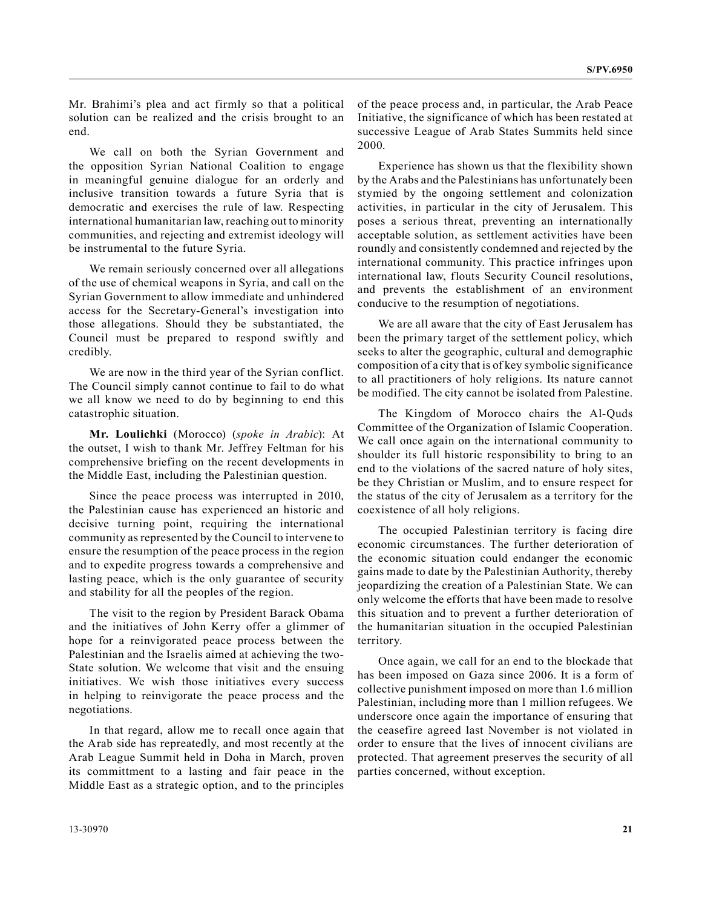Mr. Brahimi's plea and act firmly so that a political solution can be realized and the crisis brought to an end.

We call on both the Syrian Government and the opposition Syrian National Coalition to engage in meaningful genuine dialogue for an orderly and inclusive transition towards a future Syria that is democratic and exercises the rule of law. Respecting international humanitarian law, reaching out to minority communities, and rejecting and extremist ideology will be instrumental to the future Syria.

We remain seriously concerned over all allegations of the use of chemical weapons in Syria, and call on the Syrian Government to allow immediate and unhindered access for the Secretary-General's investigation into those allegations. Should they be substantiated, the Council must be prepared to respond swiftly and credibly.

We are now in the third year of the Syrian conflict. The Council simply cannot continue to fail to do what we all know we need to do by beginning to end this catastrophic situation.

**Mr. Loulichki** (Morocco) (*spoke in Arabic*): At the outset, I wish to thank Mr. Jeffrey Feltman for his comprehensive briefing on the recent developments in the Middle East, including the Palestinian question.

Since the peace process was interrupted in 2010, the Palestinian cause has experienced an historic and decisive turning point, requiring the international community as represented by the Council to intervene to ensure the resumption of the peace process in the region and to expedite progress towards a comprehensive and lasting peace, which is the only guarantee of security and stability for all the peoples of the region.

The visit to the region by President Barack Obama and the initiatives of John Kerry offer a glimmer of hope for a reinvigorated peace process between the Palestinian and the Israelis aimed at achieving the two-State solution. We welcome that visit and the ensuing initiatives. We wish those initiatives every success in helping to reinvigorate the peace process and the negotiations.

In that regard, allow me to recall once again that the Arab side has repreatedly, and most recently at the Arab League Summit held in Doha in March, proven its committment to a lasting and fair peace in the Middle East as a strategic option, and to the principles of the peace process and, in particular, the Arab Peace Initiative, the significance of which has been restated at successive League of Arab States Summits held since 2000.

Experience has shown us that the flexibility shown by the Arabs and the Palestinians has unfortunately been stymied by the ongoing settlement and colonization activities, in particular in the city of Jerusalem. This poses a serious threat, preventing an internationally acceptable solution, as settlement activities have been roundly and consistently condemned and rejected by the international community. This practice infringes upon international law, flouts Security Council resolutions, and prevents the establishment of an environment conducive to the resumption of negotiations.

We are all aware that the city of East Jerusalem has been the primary target of the settlement policy, which seeks to alter the geographic, cultural and demographic composition of a city that is of key symbolic significance to all practitioners of holy religions. Its nature cannot be modified. The city cannot be isolated from Palestine.

The Kingdom of Morocco chairs the Al-Quds Committee of the Organization of Islamic Cooperation. We call once again on the international community to shoulder its full historic responsibility to bring to an end to the violations of the sacred nature of holy sites, be they Christian or Muslim, and to ensure respect for the status of the city of Jerusalem as a territory for the coexistence of all holy religions.

The occupied Palestinian territory is facing dire economic circumstances. The further deterioration of the economic situation could endanger the economic gains made to date by the Palestinian Authority, thereby jeopardizing the creation of a Palestinian State. We can only welcome the efforts that have been made to resolve this situation and to prevent a further deterioration of the humanitarian situation in the occupied Palestinian territory.

Once again, we call for an end to the blockade that has been imposed on Gaza since 2006. It is a form of collective punishment imposed on more than 1.6 million Palestinian, including more than 1 million refugees. We underscore once again the importance of ensuring that the ceasefire agreed last November is not violated in order to ensure that the lives of innocent civilians are protected. That agreement preserves the security of all parties concerned, without exception.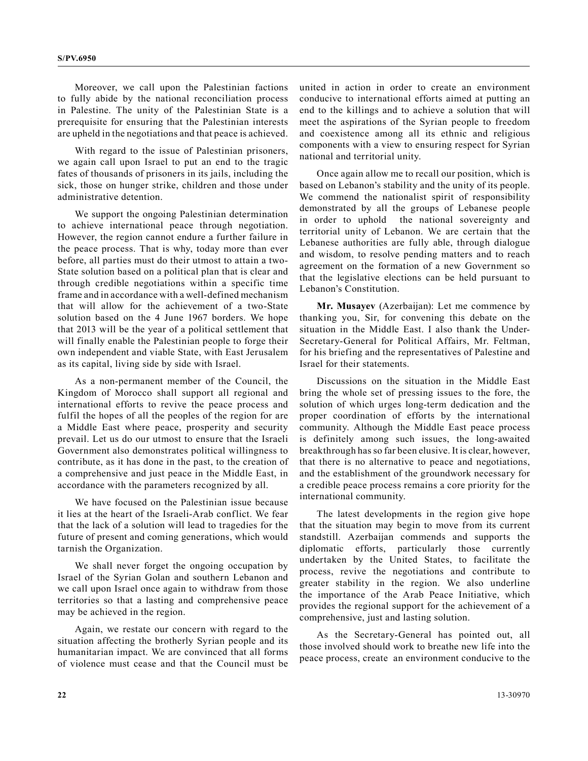Moreover, we call upon the Palestinian factions to fully abide by the national reconciliation process in Palestine. The unity of the Palestinian State is a prerequisite for ensuring that the Palestinian interests are upheld in the negotiations and that peace is achieved.

With regard to the issue of Palestinian prisoners, we again call upon Israel to put an end to the tragic fates of thousands of prisoners in its jails, including the sick, those on hunger strike, children and those under administrative detention.

We support the ongoing Palestinian determination to achieve international peace through negotiation. However, the region cannot endure a further failure in the peace process. That is why, today more than ever before, all parties must do their utmost to attain a two-State solution based on a political plan that is clear and through credible negotiations within a specific time frame and in accordance with a well-defined mechanism that will allow for the achievement of a two-State solution based on the 4 June 1967 borders. We hope that 2013 will be the year of a political settlement that will finally enable the Palestinian people to forge their own independent and viable State, with East Jerusalem as its capital, living side by side with Israel.

As a non-permanent member of the Council, the Kingdom of Morocco shall support all regional and international efforts to revive the peace process and fulfil the hopes of all the peoples of the region for are a Middle East where peace, prosperity and security prevail. Let us do our utmost to ensure that the Israeli Government also demonstrates political willingness to contribute, as it has done in the past, to the creation of a comprehensive and just peace in the Middle East, in accordance with the parameters recognized by all.

We have focused on the Palestinian issue because it lies at the heart of the Israeli-Arab conflict. We fear that the lack of a solution will lead to tragedies for the future of present and coming generations, which would tarnish the Organization.

We shall never forget the ongoing occupation by Israel of the Syrian Golan and southern Lebanon and we call upon Israel once again to withdraw from those territories so that a lasting and comprehensive peace may be achieved in the region.

Again, we restate our concern with regard to the situation affecting the brotherly Syrian people and its humanitarian impact. We are convinced that all forms of violence must cease and that the Council must be united in action in order to create an environment conducive to international efforts aimed at putting an end to the killings and to achieve a solution that will meet the aspirations of the Syrian people to freedom and coexistence among all its ethnic and religious components with a view to ensuring respect for Syrian national and territorial unity.

Once again allow me to recall our position, which is based on Lebanon's stability and the unity of its people. We commend the nationalist spirit of responsibility demonstrated by all the groups of Lebanese people in order to uphold the national sovereignty and territorial unity of Lebanon. We are certain that the Lebanese authorities are fully able, through dialogue and wisdom, to resolve pending matters and to reach agreement on the formation of a new Government so that the legislative elections can be held pursuant to Lebanon's Constitution.

**Mr. Musayev** (Azerbaijan): Let me commence by thanking you, Sir, for convening this debate on the situation in the Middle East. I also thank the Under-Secretary-General for Political Affairs, Mr. Feltman, for his briefing and the representatives of Palestine and Israel for their statements.

Discussions on the situation in the Middle East bring the whole set of pressing issues to the fore, the solution of which urges long-term dedication and the proper coordination of efforts by the international community. Although the Middle East peace process is definitely among such issues, the long-awaited breakthrough has so far been elusive. It is clear, however, that there is no alternative to peace and negotiations, and the establishment of the groundwork necessary for a credible peace process remains a core priority for the international community.

The latest developments in the region give hope that the situation may begin to move from its current standstill. Azerbaijan commends and supports the diplomatic efforts, particularly those currently undertaken by the United States, to facilitate the process, revive the negotiations and contribute to greater stability in the region. We also underline the importance of the Arab Peace Initiative, which provides the regional support for the achievement of a comprehensive, just and lasting solution.

As the Secretary-General has pointed out, all those involved should work to breathe new life into the peace process, create an environment conducive to the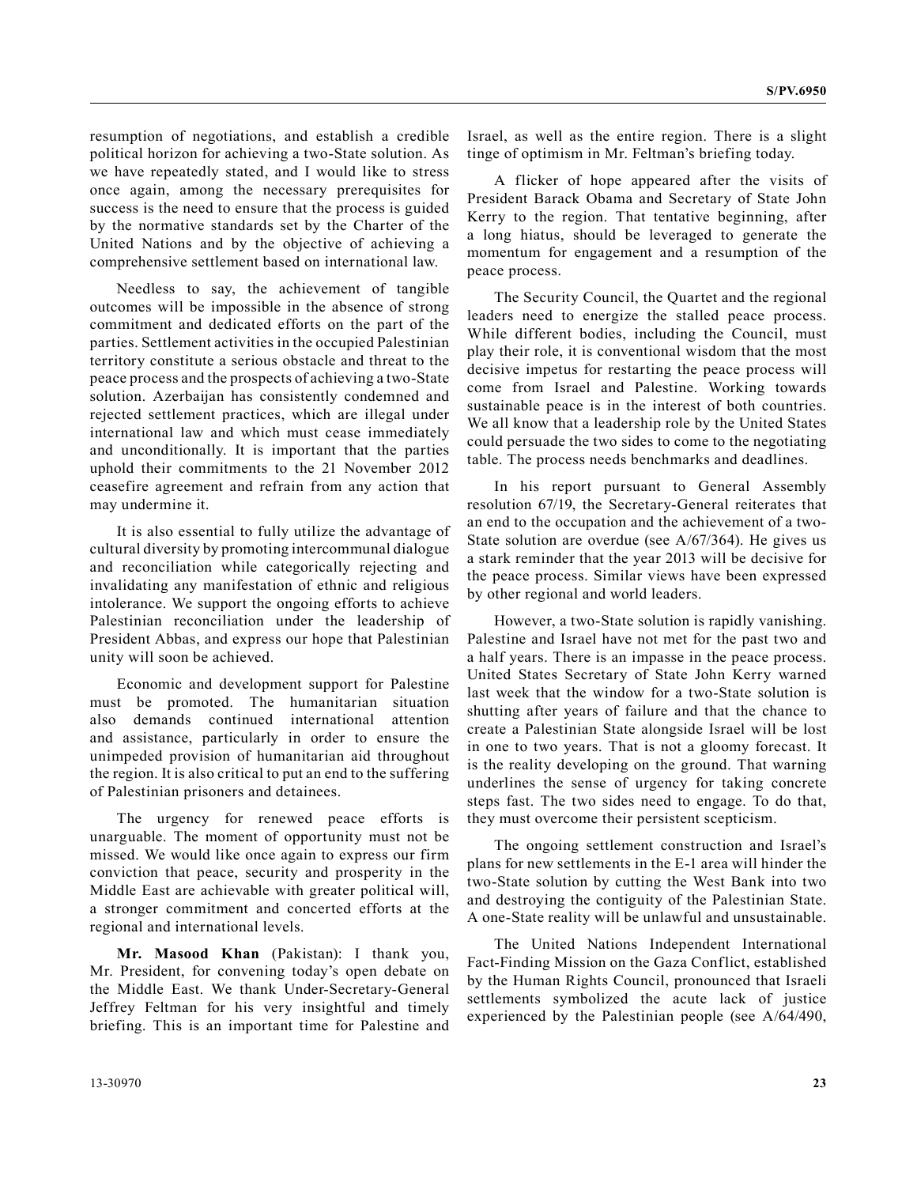resumption of negotiations, and establish a credible political horizon for achieving a two-State solution. As we have repeatedly stated, and I would like to stress once again, among the necessary prerequisites for success is the need to ensure that the process is guided by the normative standards set by the Charter of the United Nations and by the objective of achieving a comprehensive settlement based on international law.

Needless to say, the achievement of tangible outcomes will be impossible in the absence of strong commitment and dedicated efforts on the part of the parties. Settlement activities in the occupied Palestinian territory constitute a serious obstacle and threat to the peace process and the prospects of achieving a two-State solution. Azerbaijan has consistently condemned and rejected settlement practices, which are illegal under international law and which must cease immediately and unconditionally. It is important that the parties uphold their commitments to the 21 November 2012 ceasefire agreement and refrain from any action that may undermine it.

It is also essential to fully utilize the advantage of cultural diversity by promoting intercommunal dialogue and reconciliation while categorically rejecting and invalidating any manifestation of ethnic and religious intolerance. We support the ongoing efforts to achieve Palestinian reconciliation under the leadership of President Abbas, and express our hope that Palestinian unity will soon be achieved.

Economic and development support for Palestine must be promoted. The humanitarian situation also demands continued international attention and assistance, particularly in order to ensure the unimpeded provision of humanitarian aid throughout the region. It is also critical to put an end to the suffering of Palestinian prisoners and detainees.

The urgency for renewed peace efforts is unarguable. The moment of opportunity must not be missed. We would like once again to express our firm conviction that peace, security and prosperity in the Middle East are achievable with greater political will, a stronger commitment and concerted efforts at the regional and international levels.

**Mr. Masood Khan** (Pakistan): I thank you, Mr. President, for convening today's open debate on the Middle East. We thank Under-Secretary-General Jeffrey Feltman for his very insightful and timely briefing. This is an important time for Palestine and Israel, as well as the entire region. There is a slight tinge of optimism in Mr. Feltman's briefing today.

A flicker of hope appeared after the visits of President Barack Obama and Secretary of State John Kerry to the region. That tentative beginning, after a long hiatus, should be leveraged to generate the momentum for engagement and a resumption of the peace process.

The Security Council, the Quartet and the regional leaders need to energize the stalled peace process. While different bodies, including the Council, must play their role, it is conventional wisdom that the most decisive impetus for restarting the peace process will come from Israel and Palestine. Working towards sustainable peace is in the interest of both countries. We all know that a leadership role by the United States could persuade the two sides to come to the negotiating table. The process needs benchmarks and deadlines.

In his report pursuant to General Assembly resolution 67/19, the Secretary-General reiterates that an end to the occupation and the achievement of a two-State solution are overdue (see A/67/364). He gives us a stark reminder that the year 2013 will be decisive for the peace process. Similar views have been expressed by other regional and world leaders.

However, a two-State solution is rapidly vanishing. Palestine and Israel have not met for the past two and a half years. There is an impasse in the peace process. United States Secretary of State John Kerry warned last week that the window for a two-State solution is shutting after years of failure and that the chance to create a Palestinian State alongside Israel will be lost in one to two years. That is not a gloomy forecast. It is the reality developing on the ground. That warning underlines the sense of urgency for taking concrete steps fast. The two sides need to engage. To do that, they must overcome their persistent scepticism.

The ongoing settlement construction and Israel's plans for new settlements in the E-1 area will hinder the two-State solution by cutting the West Bank into two and destroying the contiguity of the Palestinian State. A one-State reality will be unlawful and unsustainable.

The United Nations Independent International Fact-Finding Mission on the Gaza Conflict, established by the Human Rights Council, pronounced that Israeli settlements symbolized the acute lack of justice experienced by the Palestinian people (see A/64/490,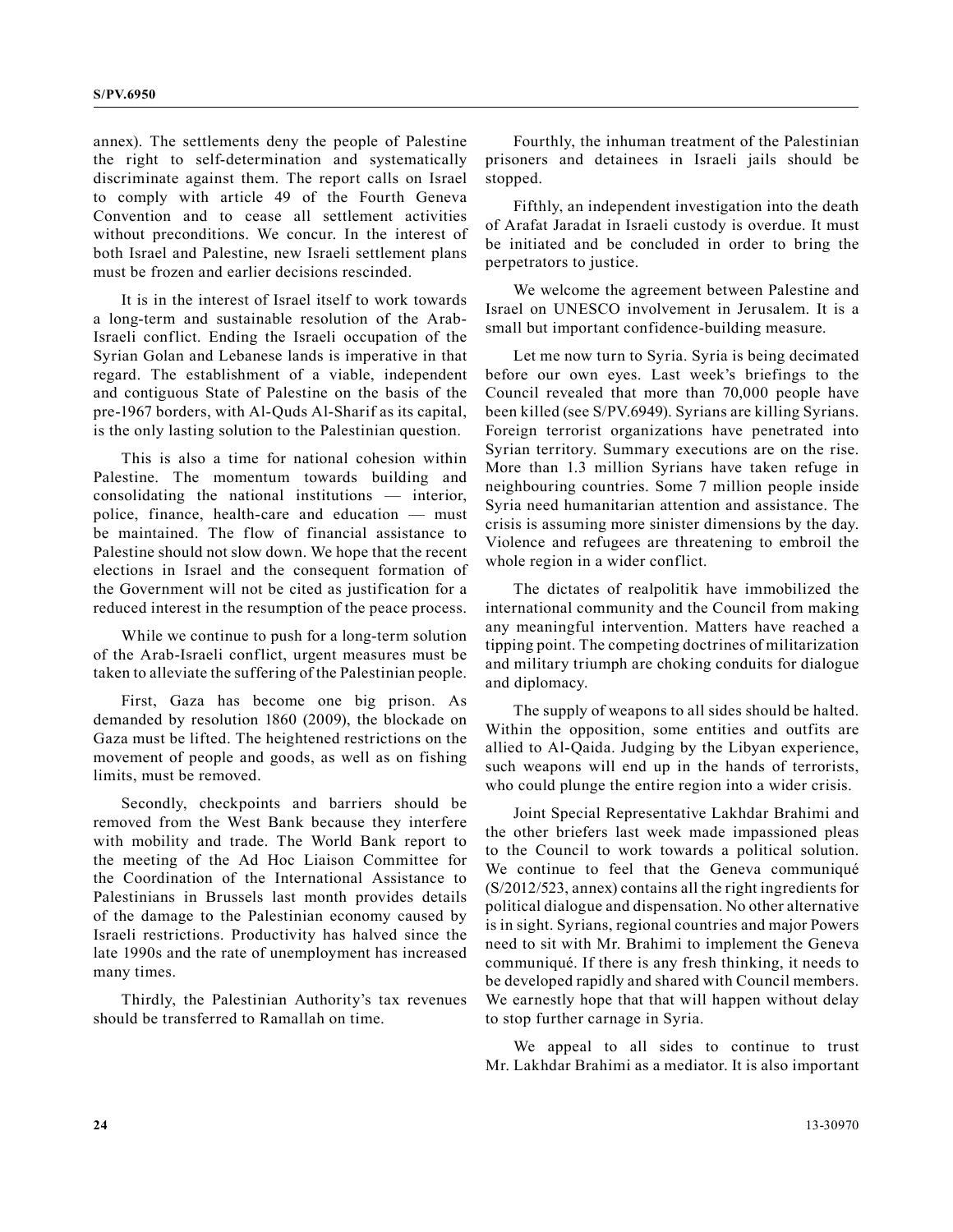annex). The settlements deny the people of Palestine the right to self-determination and systematically discriminate against them. The report calls on Israel to comply with article 49 of the Fourth Geneva Convention and to cease all settlement activities without preconditions. We concur. In the interest of both Israel and Palestine, new Israeli settlement plans must be frozen and earlier decisions rescinded.

It is in the interest of Israel itself to work towards a long-term and sustainable resolution of the Arab-Israeli conflict. Ending the Israeli occupation of the Syrian Golan and Lebanese lands is imperative in that regard. The establishment of a viable, independent and contiguous State of Palestine on the basis of the pre-1967 borders, with Al-Quds Al-Sharif as its capital, is the only lasting solution to the Palestinian question.

This is also a time for national cohesion within Palestine. The momentum towards building and consolidating the national institutions — interior, police, finance, health-care and education — must be maintained. The flow of financial assistance to Palestine should not slow down. We hope that the recent elections in Israel and the consequent formation of the Government will not be cited as justification for a reduced interest in the resumption of the peace process.

While we continue to push for a long-term solution of the Arab-Israeli conflict, urgent measures must be taken to alleviate the suffering of the Palestinian people.

First, Gaza has become one big prison. As demanded by resolution 1860 (2009), the blockade on Gaza must be lifted. The heightened restrictions on the movement of people and goods, as well as on fishing limits, must be removed.

Secondly, checkpoints and barriers should be removed from the West Bank because they interfere with mobility and trade. The World Bank report to the meeting of the Ad Hoc Liaison Committee for the Coordination of the International Assistance to Palestinians in Brussels last month provides details of the damage to the Palestinian economy caused by Israeli restrictions. Productivity has halved since the late 1990s and the rate of unemployment has increased many times.

Thirdly, the Palestinian Authority's tax revenues should be transferred to Ramallah on time.

Fourthly, the inhuman treatment of the Palestinian prisoners and detainees in Israeli jails should be stopped.

Fifthly, an independent investigation into the death of Arafat Jaradat in Israeli custody is overdue. It must be initiated and be concluded in order to bring the perpetrators to justice.

We welcome the agreement between Palestine and Israel on UNESCO involvement in Jerusalem. It is a small but important confidence-building measure.

Let me now turn to Syria. Syria is being decimated before our own eyes. Last week's briefings to the Council revealed that more than 70,000 people have been killed (see S/PV.6949). Syrians are killing Syrians. Foreign terrorist organizations have penetrated into Syrian territory. Summary executions are on the rise. More than 1.3 million Syrians have taken refuge in neighbouring countries. Some 7 million people inside Syria need humanitarian attention and assistance. The crisis is assuming more sinister dimensions by the day. Violence and refugees are threatening to embroil the whole region in a wider conflict.

The dictates of realpolitik have immobilized the international community and the Council from making any meaningful intervention. Matters have reached a tipping point. The competing doctrines of militarization and military triumph are choking conduits for dialogue and diplomacy.

The supply of weapons to all sides should be halted. Within the opposition, some entities and outfits are allied to Al-Qaida. Judging by the Libyan experience, such weapons will end up in the hands of terrorists, who could plunge the entire region into a wider crisis.

Joint Special Representative Lakhdar Brahimi and the other briefers last week made impassioned pleas to the Council to work towards a political solution. We continue to feel that the Geneva communiqué (S/2012/523, annex) contains all the right ingredients for political dialogue and dispensation. No other alternative is in sight. Syrians, regional countries and major Powers need to sit with Mr. Brahimi to implement the Geneva communiqué. If there is any fresh thinking, it needs to be developed rapidly and shared with Council members. We earnestly hope that that will happen without delay to stop further carnage in Syria.

We appeal to all sides to continue to trust Mr. Lakhdar Brahimi as a mediator. It is also important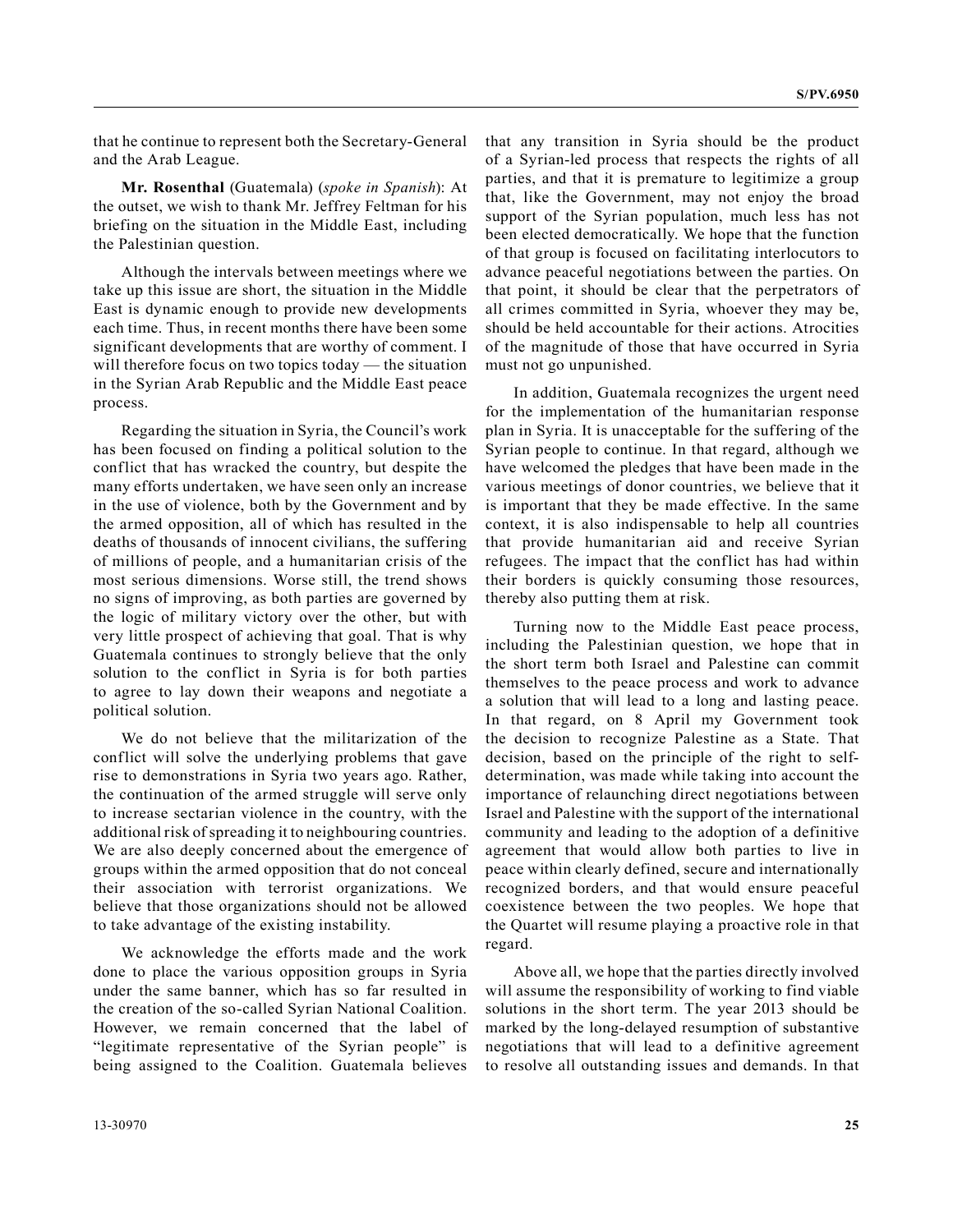that he continue to represent both the Secretary-General and the Arab League.

**Mr. Rosenthal** (Guatemala) (*spoke in Spanish*): At the outset, we wish to thank Mr. Jeffrey Feltman for his briefing on the situation in the Middle East, including the Palestinian question.

Although the intervals between meetings where we take up this issue are short, the situation in the Middle East is dynamic enough to provide new developments each time. Thus, in recent months there have been some significant developments that are worthy of comment. I will therefore focus on two topics today — the situation in the Syrian Arab Republic and the Middle East peace process.

Regarding the situation in Syria, the Council's work has been focused on finding a political solution to the conflict that has wracked the country, but despite the many efforts undertaken, we have seen only an increase in the use of violence, both by the Government and by the armed opposition, all of which has resulted in the deaths of thousands of innocent civilians, the suffering of millions of people, and a humanitarian crisis of the most serious dimensions. Worse still, the trend shows no signs of improving, as both parties are governed by the logic of military victory over the other, but with very little prospect of achieving that goal. That is why Guatemala continues to strongly believe that the only solution to the conflict in Syria is for both parties to agree to lay down their weapons and negotiate a political solution.

We do not believe that the militarization of the conflict will solve the underlying problems that gave rise to demonstrations in Syria two years ago. Rather, the continuation of the armed struggle will serve only to increase sectarian violence in the country, with the additional risk of spreading it to neighbouring countries. We are also deeply concerned about the emergence of groups within the armed opposition that do not conceal their association with terrorist organizations. We believe that those organizations should not be allowed to take advantage of the existing instability.

We acknowledge the efforts made and the work done to place the various opposition groups in Syria under the same banner, which has so far resulted in the creation of the so-called Syrian National Coalition. However, we remain concerned that the label of "legitimate representative of the Syrian people" is being assigned to the Coalition. Guatemala believes that any transition in Syria should be the product of a Syrian-led process that respects the rights of all parties, and that it is premature to legitimize a group that, like the Government, may not enjoy the broad support of the Syrian population, much less has not been elected democratically. We hope that the function of that group is focused on facilitating interlocutors to advance peaceful negotiations between the parties. On that point, it should be clear that the perpetrators of all crimes committed in Syria, whoever they may be, should be held accountable for their actions. Atrocities of the magnitude of those that have occurred in Syria must not go unpunished.

In addition, Guatemala recognizes the urgent need for the implementation of the humanitarian response plan in Syria. It is unacceptable for the suffering of the Syrian people to continue. In that regard, although we have welcomed the pledges that have been made in the various meetings of donor countries, we believe that it is important that they be made effective. In the same context, it is also indispensable to help all countries that provide humanitarian aid and receive Syrian refugees. The impact that the conflict has had within their borders is quickly consuming those resources, thereby also putting them at risk.

Turning now to the Middle East peace process, including the Palestinian question, we hope that in the short term both Israel and Palestine can commit themselves to the peace process and work to advance a solution that will lead to a long and lasting peace. In that regard, on 8 April my Government took the decision to recognize Palestine as a State. That decision, based on the principle of the right to self-determination, was made while taking into account the importance of relaunching direct negotiations between Israel and Palestine with the support of the international community and leading to the adoption of a definitive agreement that would allow both parties to live in peace within clearly defined, secure and internationally recognized borders, and that would ensure peaceful coexistence between the two peoples. We hope that the Quartet will resume playing a proactive role in that regard.

Above all, we hope that the parties directly involved will assume the responsibility of working to find viable solutions in the short term. The year 2013 should be marked by the long-delayed resumption of substantive negotiations that will lead to a definitive agreement to resolve all outstanding issues and demands. In that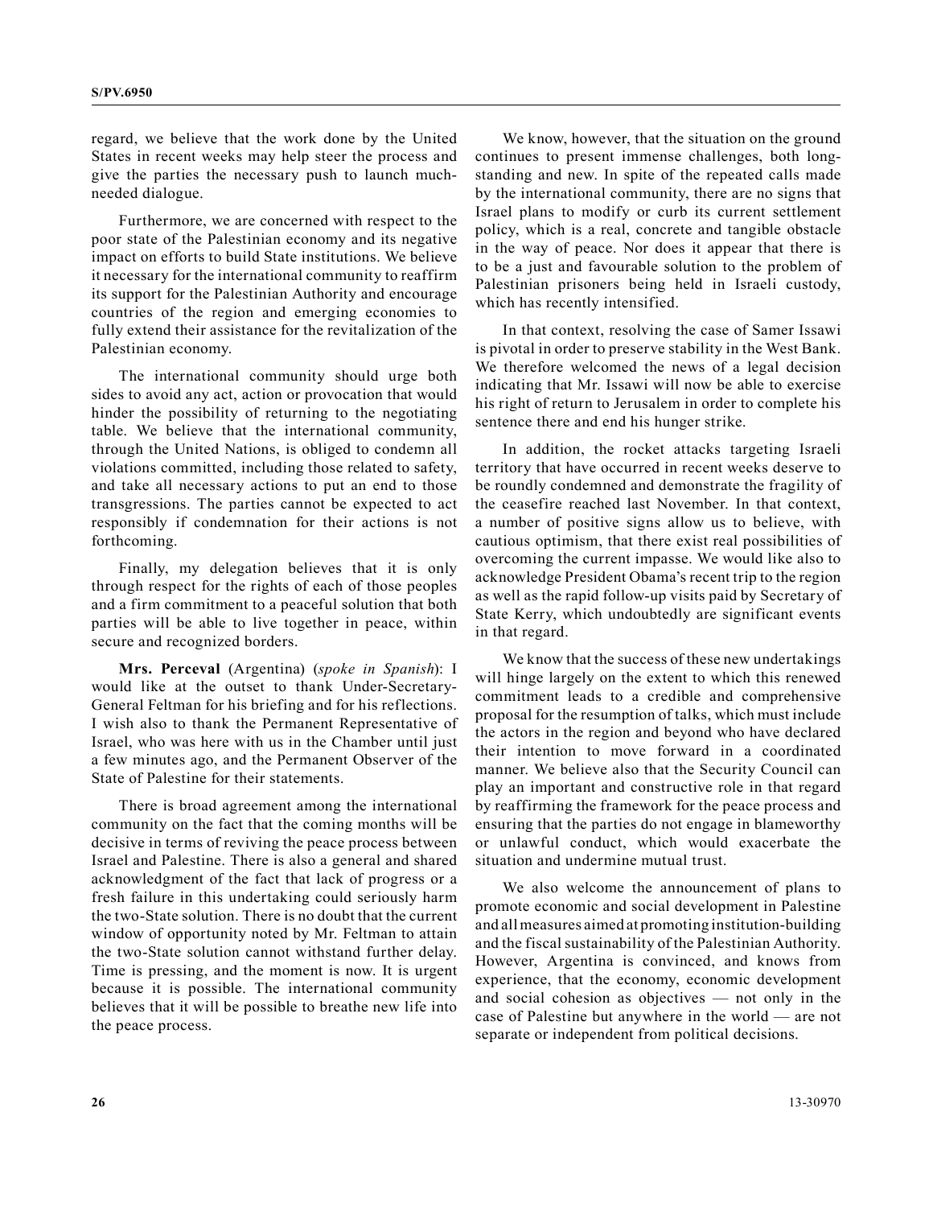regard, we believe that the work done by the United States in recent weeks may help steer the process and give the parties the necessary push to launch much-needed dialogue.

Furthermore, we are concerned with respect to the poor state of the Palestinian economy and its negative impact on efforts to build State institutions. We believe it necessary for the international community to reaffirm its support for the Palestinian Authority and encourage countries of the region and emerging economies to fully extend their assistance for the revitalization of the Palestinian economy.

The international community should urge both sides to avoid any act, action or provocation that would hinder the possibility of returning to the negotiating table. We believe that the international community, through the United Nations, is obliged to condemn all violations committed, including those related to safety, and take all necessary actions to put an end to those transgressions. The parties cannot be expected to act responsibly if condemnation for their actions is not forthcoming.

Finally, my delegation believes that it is only through respect for the rights of each of those peoples and a firm commitment to a peaceful solution that both parties will be able to live together in peace, within secure and recognized borders.

**Mrs. Perceval** (Argentina) (*spoke in Spanish*): I would like at the outset to thank Under-Secretary-General Feltman for his briefing and for his reflections. I wish also to thank the Permanent Representative of Israel, who was here with us in the Chamber until just a few minutes ago, and the Permanent Observer of the State of Palestine for their statements.

There is broad agreement among the international community on the fact that the coming months will be decisive in terms of reviving the peace process between Israel and Palestine. There is also a general and shared acknowledgment of the fact that lack of progress or a fresh failure in this undertaking could seriously harm the two-State solution. There is no doubt that the current window of opportunity noted by Mr. Feltman to attain the two-State solution cannot withstand further delay. Time is pressing, and the moment is now. It is urgent because it is possible. The international community believes that it will be possible to breathe new life into the peace process.

We know, however, that the situation on the ground continues to present immense challenges, both long-standing and new. In spite of the repeated calls made by the international community, there are no signs that Israel plans to modify or curb its current settlement policy, which is a real, concrete and tangible obstacle in the way of peace. Nor does it appear that there is to be a just and favourable solution to the problem of Palestinian prisoners being held in Israeli custody, which has recently intensified.

In that context, resolving the case of Samer Issawi is pivotal in order to preserve stability in the West Bank. We therefore welcomed the news of a legal decision indicating that Mr. Issawi will now be able to exercise his right of return to Jerusalem in order to complete his sentence there and end his hunger strike.

In addition, the rocket attacks targeting Israeli territory that have occurred in recent weeks deserve to be roundly condemned and demonstrate the fragility of the ceasefire reached last November. In that context, a number of positive signs allow us to believe, with cautious optimism, that there exist real possibilities of overcoming the current impasse. We would like also to acknowledge President Obama's recent trip to the region as well as the rapid follow-up visits paid by Secretary of State Kerry, which undoubtedly are significant events in that regard.

We know that the success of these new undertakings will hinge largely on the extent to which this renewed commitment leads to a credible and comprehensive proposal for the resumption of talks, which must include the actors in the region and beyond who have declared their intention to move forward in a coordinated manner. We believe also that the Security Council can play an important and constructive role in that regard by reaffirming the framework for the peace process and ensuring that the parties do not engage in blameworthy or unlawful conduct, which would exacerbate the situation and undermine mutual trust.

We also welcome the announcement of plans to promote economic and social development in Palestine and all measures aimed at promoting institution-building and the fiscal sustainability of the Palestinian Authority. However, Argentina is convinced, and knows from experience, that the economy, economic development and social cohesion as objectives — not only in the case of Palestine but anywhere in the world — are not separate or independent from political decisions.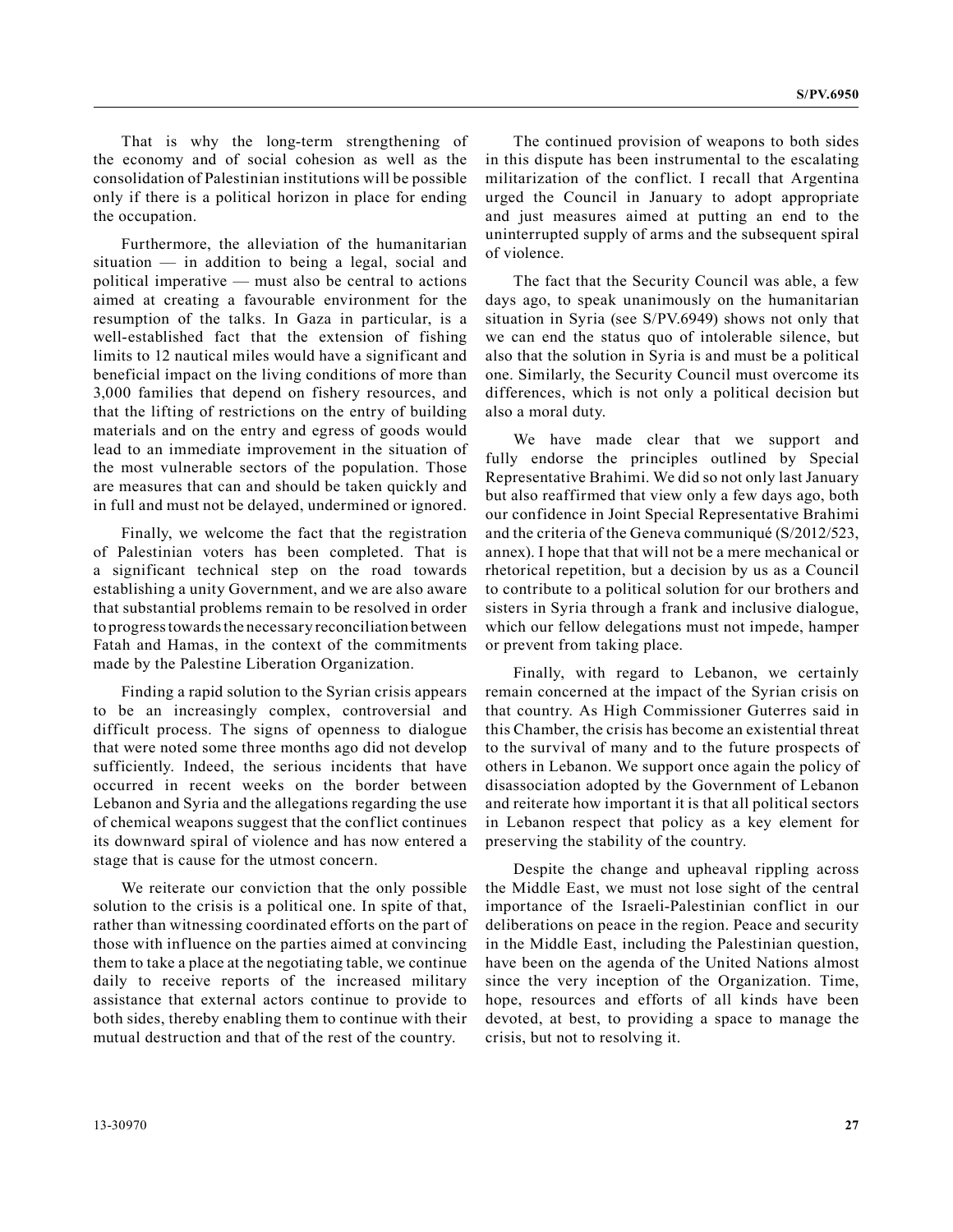That is why the long-term strengthening of the economy and of social cohesion as well as the consolidation of Palestinian institutions will be possible only if there is a political horizon in place for ending the occupation.

Furthermore, the alleviation of the humanitarian situation — in addition to being a legal, social and political imperative — must also be central to actions aimed at creating a favourable environment for the resumption of the talks. In Gaza in particular, is a well-established fact that the extension of fishing limits to 12 nautical miles would have a significant and beneficial impact on the living conditions of more than 3,000 families that depend on fishery resources, and that the lifting of restrictions on the entry of building materials and on the entry and egress of goods would lead to an immediate improvement in the situation of the most vulnerable sectors of the population. Those are measures that can and should be taken quickly and in full and must not be delayed, undermined or ignored.

Finally, we welcome the fact that the registration of Palestinian voters has been completed. That is a significant technical step on the road towards establishing a unity Government, and we are also aware that substantial problems remain to be resolved in order to progress towards the necessary reconciliation between Fatah and Hamas, in the context of the commitments made by the Palestine Liberation Organization.

Finding a rapid solution to the Syrian crisis appears to be an increasingly complex, controversial and difficult process. The signs of openness to dialogue that were noted some three months ago did not develop sufficiently. Indeed, the serious incidents that have occurred in recent weeks on the border between Lebanon and Syria and the allegations regarding the use of chemical weapons suggest that the conflict continues its downward spiral of violence and has now entered a stage that is cause for the utmost concern.

We reiterate our conviction that the only possible solution to the crisis is a political one. In spite of that, rather than witnessing coordinated efforts on the part of those with influence on the parties aimed at convincing them to take a place at the negotiating table, we continue daily to receive reports of the increased military assistance that external actors continue to provide to both sides, thereby enabling them to continue with their mutual destruction and that of the rest of the country.

The continued provision of weapons to both sides in this dispute has been instrumental to the escalating militarization of the conflict. I recall that Argentina urged the Council in January to adopt appropriate and just measures aimed at putting an end to the uninterrupted supply of arms and the subsequent spiral of violence.

The fact that the Security Council was able, a few days ago, to speak unanimously on the humanitarian situation in Syria (see S/PV.6949) shows not only that we can end the status quo of intolerable silence, but also that the solution in Syria is and must be a political one. Similarly, the Security Council must overcome its differences, which is not only a political decision but also a moral duty.

We have made clear that we support and fully endorse the principles outlined by Special Representative Brahimi. We did so not only last January but also reaffirmed that view only a few days ago, both our confidence in Joint Special Representative Brahimi and the criteria of the Geneva communiqué (S/2012/523, annex). I hope that that will not be a mere mechanical or rhetorical repetition, but a decision by us as a Council to contribute to a political solution for our brothers and sisters in Syria through a frank and inclusive dialogue, which our fellow delegations must not impede, hamper or prevent from taking place.

Finally, with regard to Lebanon, we certainly remain concerned at the impact of the Syrian crisis on that country. As High Commissioner Guterres said in this Chamber, the crisis has become an existential threat to the survival of many and to the future prospects of others in Lebanon. We support once again the policy of disassociation adopted by the Government of Lebanon and reiterate how important it is that all political sectors in Lebanon respect that policy as a key element for preserving the stability of the country.

Despite the change and upheaval rippling across the Middle East, we must not lose sight of the central importance of the Israeli-Palestinian conflict in our deliberations on peace in the region. Peace and security in the Middle East, including the Palestinian question, have been on the agenda of the United Nations almost since the very inception of the Organization. Time, hope, resources and efforts of all kinds have been devoted, at best, to providing a space to manage the crisis, but not to resolving it.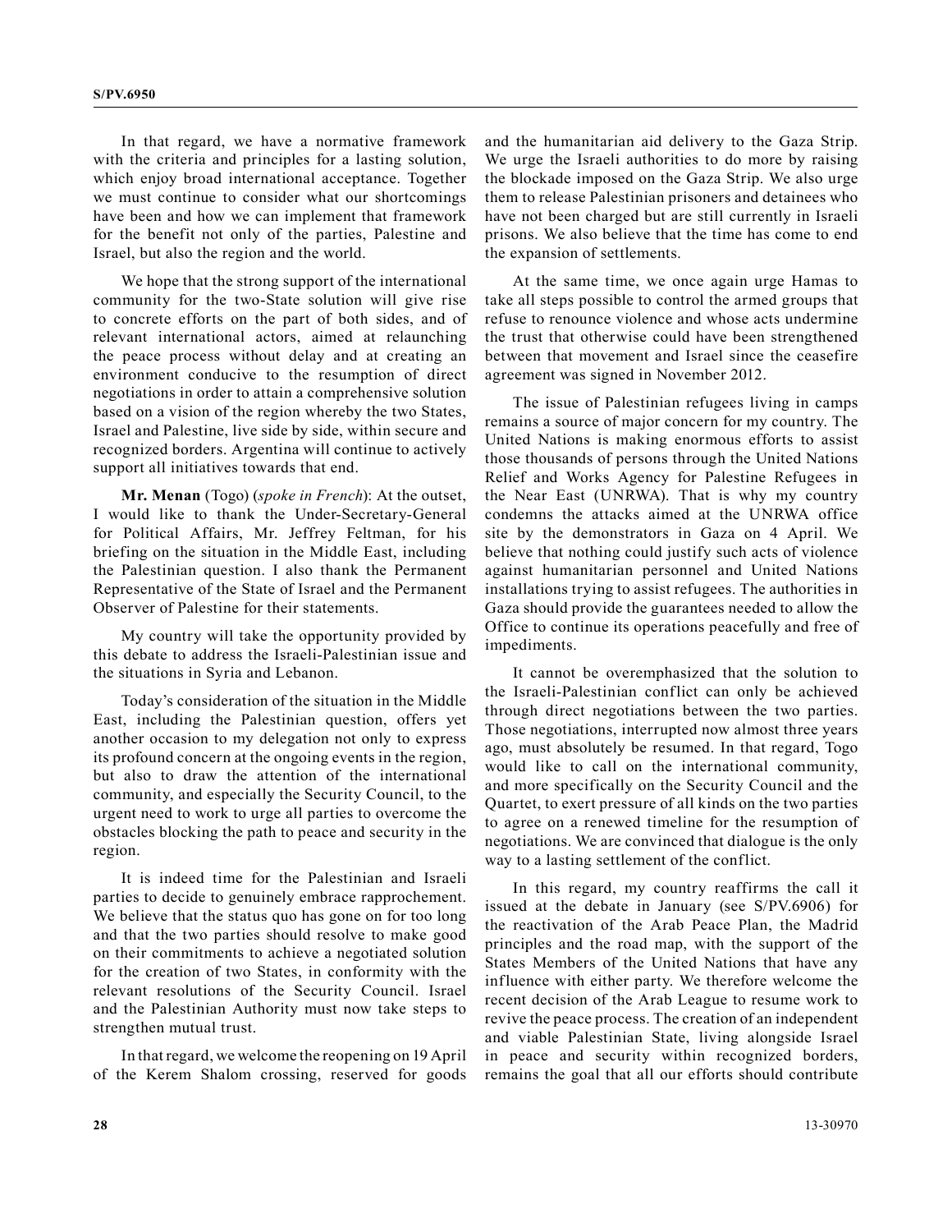In that regard, we have a normative framework with the criteria and principles for a lasting solution, which enjoy broad international acceptance. Together we must continue to consider what our shortcomings have been and how we can implement that framework for the benefit not only of the parties, Palestine and Israel, but also the region and the world.

We hope that the strong support of the international community for the two-State solution will give rise to concrete efforts on the part of both sides, and of relevant international actors, aimed at relaunching the peace process without delay and at creating an environment conducive to the resumption of direct negotiations in order to attain a comprehensive solution based on a vision of the region whereby the two States, Israel and Palestine, live side by side, within secure and recognized borders. Argentina will continue to actively support all initiatives towards that end.

**Mr. Menan** (Togo) (*spoke in French*): At the outset, I would like to thank the Under-Secretary-General for Political Affairs, Mr. Jeffrey Feltman, for his briefing on the situation in the Middle East, including the Palestinian question. I also thank the Permanent Representative of the State of Israel and the Permanent Observer of Palestine for their statements.

My country will take the opportunity provided by this debate to address the Israeli-Palestinian issue and the situations in Syria and Lebanon.

Today's consideration of the situation in the Middle East, including the Palestinian question, offers yet another occasion to my delegation not only to express its profound concern at the ongoing events in the region, but also to draw the attention of the international community, and especially the Security Council, to the urgent need to work to urge all parties to overcome the obstacles blocking the path to peace and security in the region.

It is indeed time for the Palestinian and Israeli parties to decide to genuinely embrace rapprochement. We believe that the status quo has gone on for too long and that the two parties should resolve to make good on their commitments to achieve a negotiated solution for the creation of two States, in conformity with the relevant resolutions of the Security Council. Israel and the Palestinian Authority must now take steps to strengthen mutual trust.

In that regard, we welcome the reopening on 19 April of the Kerem Shalom crossing, reserved for goods and the humanitarian aid delivery to the Gaza Strip. We urge the Israeli authorities to do more by raising the blockade imposed on the Gaza Strip. We also urge them to release Palestinian prisoners and detainees who have not been charged but are still currently in Israeli prisons. We also believe that the time has come to end the expansion of settlements.

At the same time, we once again urge Hamas to take all steps possible to control the armed groups that refuse to renounce violence and whose acts undermine the trust that otherwise could have been strengthened between that movement and Israel since the ceasefire agreement was signed in November 2012.

The issue of Palestinian refugees living in camps remains a source of major concern for my country. The United Nations is making enormous efforts to assist those thousands of persons through the United Nations Relief and Works Agency for Palestine Refugees in the Near East (UNRWA). That is why my country condemns the attacks aimed at the UNRWA office site by the demonstrators in Gaza on 4 April. We believe that nothing could justify such acts of violence against humanitarian personnel and United Nations installations trying to assist refugees. The authorities in Gaza should provide the guarantees needed to allow the Office to continue its operations peacefully and free of impediments.

It cannot be overemphasized that the solution to the Israeli-Palestinian conflict can only be achieved through direct negotiations between the two parties. Those negotiations, interrupted now almost three years ago, must absolutely be resumed. In that regard, Togo would like to call on the international community, and more specifically on the Security Council and the Quartet, to exert pressure of all kinds on the two parties to agree on a renewed timeline for the resumption of negotiations. We are convinced that dialogue is the only way to a lasting settlement of the conflict.

In this regard, my country reaffirms the call it issued at the debate in January (see S/PV.6906) for the reactivation of the Arab Peace Plan, the Madrid principles and the road map, with the support of the States Members of the United Nations that have any influence with either party. We therefore welcome the recent decision of the Arab League to resume work to revive the peace process. The creation of an independent and viable Palestinian State, living alongside Israel in peace and security within recognized borders, remains the goal that all our efforts should contribute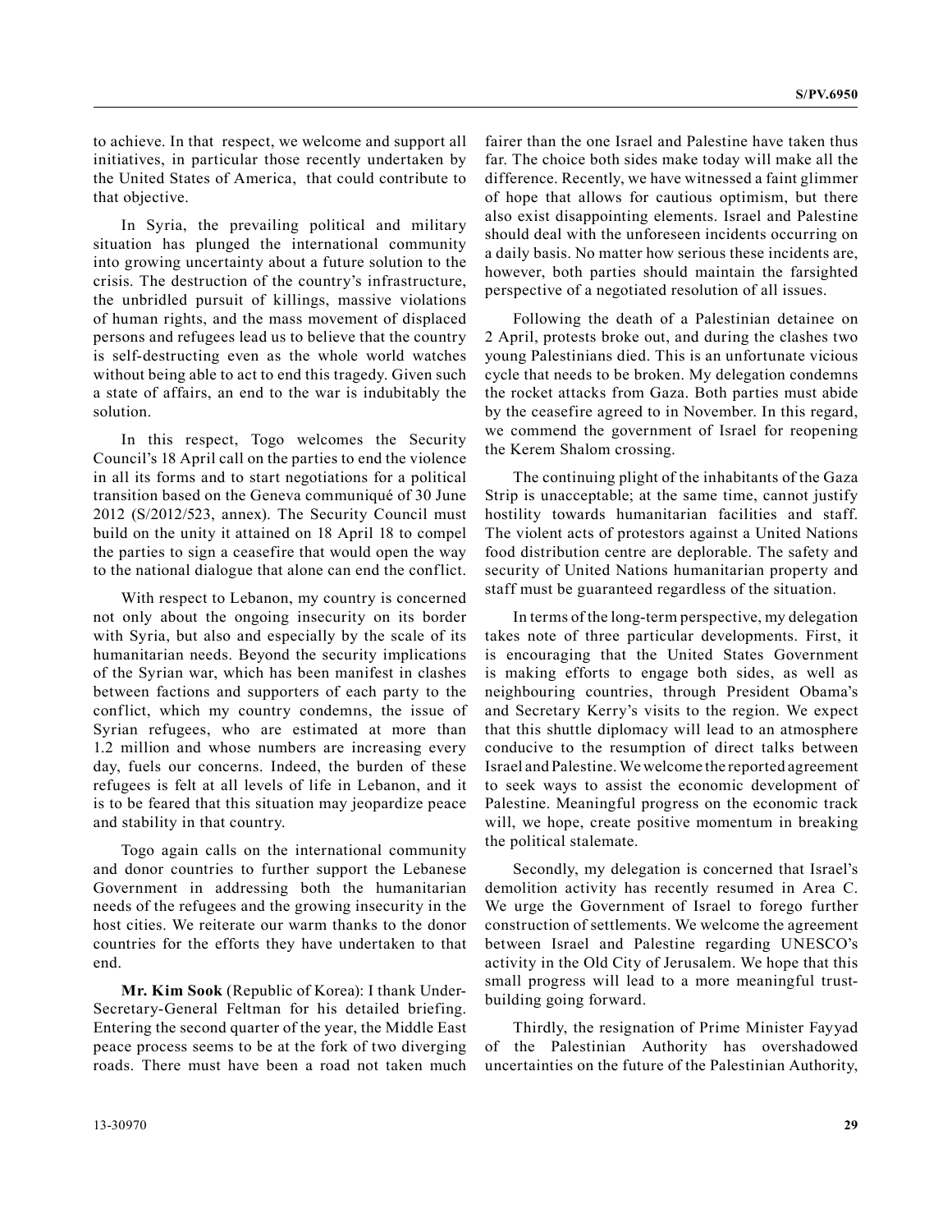to achieve. In that respect, we welcome and support all initiatives, in particular those recently undertaken by the United States of America, that could contribute to that objective.

In Syria, the prevailing political and military situation has plunged the international community into growing uncertainty about a future solution to the crisis. The destruction of the country's infrastructure, the unbridled pursuit of killings, massive violations of human rights, and the mass movement of displaced persons and refugees lead us to believe that the country is self-destructing even as the whole world watches without being able to act to end this tragedy. Given such a state of affairs, an end to the war is indubitably the solution.

In this respect, Togo welcomes the Security Council's 18 April call on the parties to end the violence in all its forms and to start negotiations for a political transition based on the Geneva communiqué of 30 June 2012 (S/2012/523, annex). The Security Council must build on the unity it attained on 18 April 18 to compel the parties to sign a ceasefire that would open the way to the national dialogue that alone can end the conflict.

With respect to Lebanon, my country is concerned not only about the ongoing insecurity on its border with Syria, but also and especially by the scale of its humanitarian needs. Beyond the security implications of the Syrian war, which has been manifest in clashes between factions and supporters of each party to the conflict, which my country condemns, the issue of Syrian refugees, who are estimated at more than 1.2 million and whose numbers are increasing every day, fuels our concerns. Indeed, the burden of these refugees is felt at all levels of life in Lebanon, and it is to be feared that this situation may jeopardize peace and stability in that country.

Togo again calls on the international community and donor countries to further support the Lebanese Government in addressing both the humanitarian needs of the refugees and the growing insecurity in the host cities. We reiterate our warm thanks to the donor countries for the efforts they have undertaken to that end.

**Mr. Kim Sook** (Republic of Korea): I thank Under-Secretary-General Feltman for his detailed briefing. Entering the second quarter of the year, the Middle East peace process seems to be at the fork of two diverging roads. There must have been a road not taken much fairer than the one Israel and Palestine have taken thus far. The choice both sides make today will make all the difference. Recently, we have witnessed a faint glimmer of hope that allows for cautious optimism, but there also exist disappointing elements. Israel and Palestine should deal with the unforeseen incidents occurring on a daily basis. No matter how serious these incidents are, however, both parties should maintain the farsighted perspective of a negotiated resolution of all issues.

Following the death of a Palestinian detainee on 2 April, protests broke out, and during the clashes two young Palestinians died. This is an unfortunate vicious cycle that needs to be broken. My delegation condemns the rocket attacks from Gaza. Both parties must abide by the ceasefire agreed to in November. In this regard, we commend the government of Israel for reopening the Kerem Shalom crossing.

The continuing plight of the inhabitants of the Gaza Strip is unacceptable; at the same time, cannot justify hostility towards humanitarian facilities and staff. The violent acts of protestors against a United Nations food distribution centre are deplorable. The safety and security of United Nations humanitarian property and staff must be guaranteed regardless of the situation.

In terms of the long-term perspective, my delegation takes note of three particular developments. First, it is encouraging that the United States Government is making efforts to engage both sides, as well as neighbouring countries, through President Obama's and Secretary Kerry's visits to the region. We expect that this shuttle diplomacy will lead to an atmosphere conducive to the resumption of direct talks between Israel and Palestine. We welcome the reported agreement to seek ways to assist the economic development of Palestine. Meaningful progress on the economic track will, we hope, create positive momentum in breaking the political stalemate.

Secondly, my delegation is concerned that Israel's demolition activity has recently resumed in Area C. We urge the Government of Israel to forego further construction of settlements. We welcome the agreement between Israel and Palestine regarding UNESCO's activity in the Old City of Jerusalem. We hope that this small progress will lead to a more meaningful trust-building going forward.

Thirdly, the resignation of Prime Minister Fayyad of the Palestinian Authority has overshadowed uncertainties on the future of the Palestinian Authority,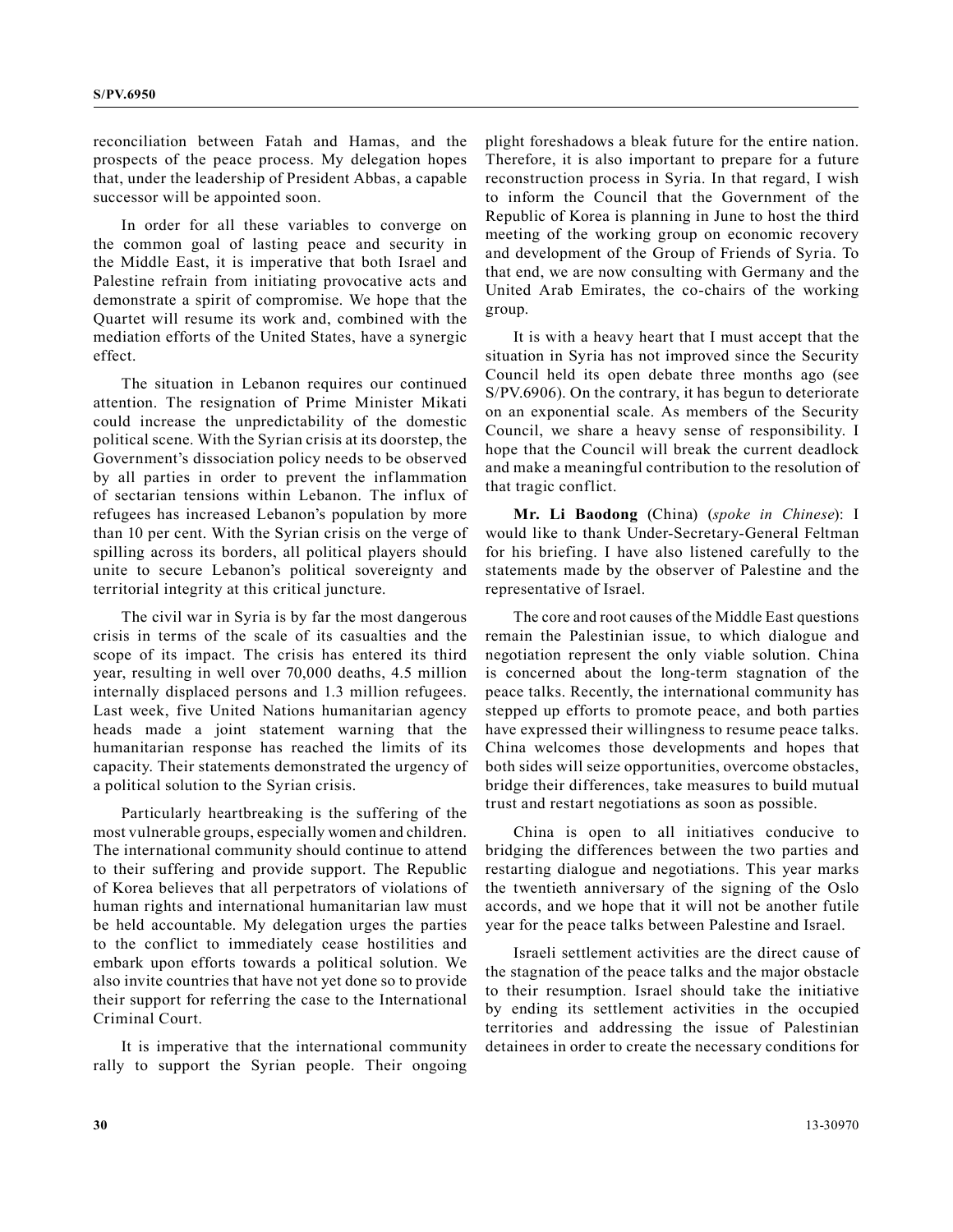reconciliation between Fatah and Hamas, and the prospects of the peace process. My delegation hopes that, under the leadership of President Abbas, a capable successor will be appointed soon.

In order for all these variables to converge on the common goal of lasting peace and security in the Middle East, it is imperative that both Israel and Palestine refrain from initiating provocative acts and demonstrate a spirit of compromise. We hope that the Quartet will resume its work and, combined with the mediation efforts of the United States, have a synergic effect.

The situation in Lebanon requires our continued attention. The resignation of Prime Minister Mikati could increase the unpredictability of the domestic political scene. With the Syrian crisis at its doorstep, the Government's dissociation policy needs to be observed by all parties in order to prevent the inflammation of sectarian tensions within Lebanon. The influx of refugees has increased Lebanon's population by more than 10 per cent. With the Syrian crisis on the verge of spilling across its borders, all political players should unite to secure Lebanon's political sovereignty and territorial integrity at this critical juncture.

The civil war in Syria is by far the most dangerous crisis in terms of the scale of its casualties and the scope of its impact. The crisis has entered its third year, resulting in well over 70,000 deaths, 4.5 million internally displaced persons and 1.3 million refugees. Last week, five United Nations humanitarian agency heads made a joint statement warning that the humanitarian response has reached the limits of its capacity. Their statements demonstrated the urgency of a political solution to the Syrian crisis.

Particularly heartbreaking is the suffering of the most vulnerable groups, especially women and children. The international community should continue to attend to their suffering and provide support. The Republic of Korea believes that all perpetrators of violations of human rights and international humanitarian law must be held accountable. My delegation urges the parties to the conflict to immediately cease hostilities and embark upon efforts towards a political solution. We also invite countries that have not yet done so to provide their support for referring the case to the International Criminal Court.

It is imperative that the international community rally to support the Syrian people. Their ongoing plight foreshadows a bleak future for the entire nation. Therefore, it is also important to prepare for a future reconstruction process in Syria. In that regard, I wish to inform the Council that the Government of the Republic of Korea is planning in June to host the third meeting of the working group on economic recovery and development of the Group of Friends of Syria. To that end, we are now consulting with Germany and the United Arab Emirates, the co-chairs of the working group.

It is with a heavy heart that I must accept that the situation in Syria has not improved since the Security Council held its open debate three months ago (see S/PV.6906). On the contrary, it has begun to deteriorate on an exponential scale. As members of the Security Council, we share a heavy sense of responsibility. I hope that the Council will break the current deadlock and make a meaningful contribution to the resolution of that tragic conflict.

**Mr. Li Baodong** (China) (*spoke in Chinese*): I would like to thank Under-Secretary-General Feltman for his briefing. I have also listened carefully to the statements made by the observer of Palestine and the representative of Israel.

The core and root causes of the Middle East questions remain the Palestinian issue, to which dialogue and negotiation represent the only viable solution. China is concerned about the long-term stagnation of the peace talks. Recently, the international community has stepped up efforts to promote peace, and both parties have expressed their willingness to resume peace talks. China welcomes those developments and hopes that both sides will seize opportunities, overcome obstacles, bridge their differences, take measures to build mutual trust and restart negotiations as soon as possible.

China is open to all initiatives conducive to bridging the differences between the two parties and restarting dialogue and negotiations. This year marks the twentieth anniversary of the signing of the Oslo accords, and we hope that it will not be another futile year for the peace talks between Palestine and Israel.

Israeli settlement activities are the direct cause of the stagnation of the peace talks and the major obstacle to their resumption. Israel should take the initiative by ending its settlement activities in the occupied territories and addressing the issue of Palestinian detainees in order to create the necessary conditions for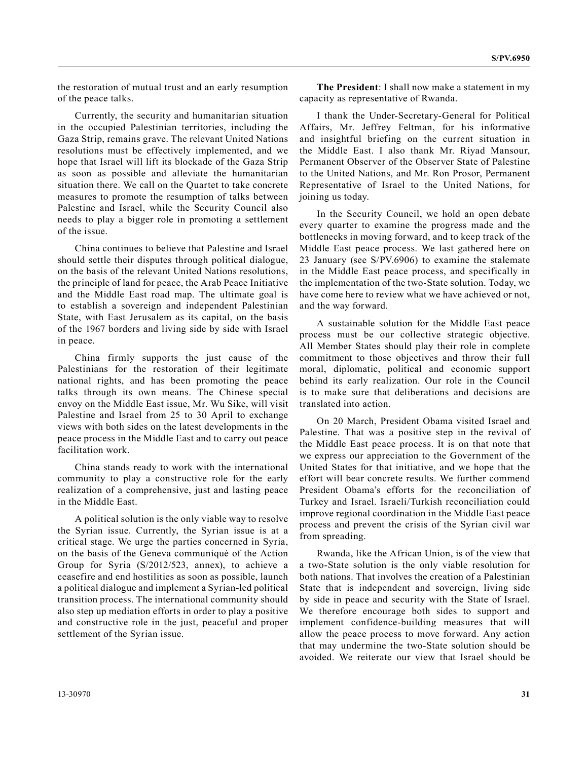the restoration of mutual trust and an early resumption of the peace talks.

Currently, the security and humanitarian situation in the occupied Palestinian territories, including the Gaza Strip, remains grave. The relevant United Nations resolutions must be effectively implemented, and we hope that Israel will lift its blockade of the Gaza Strip as soon as possible and alleviate the humanitarian situation there. We call on the Quartet to take concrete measures to promote the resumption of talks between Palestine and Israel, while the Security Council also needs to play a bigger role in promoting a settlement of the issue.

China continues to believe that Palestine and Israel should settle their disputes through political dialogue, on the basis of the relevant United Nations resolutions, the principle of land for peace, the Arab Peace Initiative and the Middle East road map. The ultimate goal is to establish a sovereign and independent Palestinian State, with East Jerusalem as its capital, on the basis of the 1967 borders and living side by side with Israel in peace.

China firmly supports the just cause of the Palestinians for the restoration of their legitimate national rights, and has been promoting the peace talks through its own means. The Chinese special envoy on the Middle East issue, Mr. Wu Sike, will visit Palestine and Israel from 25 to 30 April to exchange views with both sides on the latest developments in the peace process in the Middle East and to carry out peace facilitation work.

China stands ready to work with the international community to play a constructive role for the early realization of a comprehensive, just and lasting peace in the Middle East.

A political solution is the only viable way to resolve the Syrian issue. Currently, the Syrian issue is at a critical stage. We urge the parties concerned in Syria, on the basis of the Geneva communiqué of the Action Group for Syria (S/2012/523, annex), to achieve a ceasefire and end hostilities as soon as possible, launch a political dialogue and implement a Syrian-led political transition process. The international community should also step up mediation efforts in order to play a positive and constructive role in the just, peaceful and proper settlement of the Syrian issue.

**The President**: I shall now make a statement in my capacity as representative of Rwanda.

I thank the Under-Secretary-General for Political Affairs, Mr. Jeffrey Feltman, for his informative and insightful briefing on the current situation in the Middle East. I also thank Mr. Riyad Mansour, Permanent Observer of the Observer State of Palestine to the United Nations, and Mr. Ron Prosor, Permanent Representative of Israel to the United Nations, for joining us today.

In the Security Council, we hold an open debate every quarter to examine the progress made and the bottlenecks in moving forward, and to keep track of the Middle East peace process. We last gathered here on 23 January (see S/PV.6906) to examine the stalemate in the Middle East peace process, and specifically in the implementation of the two-State solution. Today, we have come here to review what we have achieved or not, and the way forward.

A sustainable solution for the Middle East peace process must be our collective strategic objective. All Member States should play their role in complete commitment to those objectives and throw their full moral, diplomatic, political and economic support behind its early realization. Our role in the Council is to make sure that deliberations and decisions are translated into action.

On 20 March, President Obama visited Israel and Palestine. That was a positive step in the revival of the Middle East peace process. It is on that note that we express our appreciation to the Government of the United States for that initiative, and we hope that the effort will bear concrete results. We further commend President Obama's efforts for the reconciliation of Turkey and Israel. Israeli/Turkish reconciliation could improve regional coordination in the Middle East peace process and prevent the crisis of the Syrian civil war from spreading.

Rwanda, like the African Union, is of the view that a two-State solution is the only viable resolution for both nations. That involves the creation of a Palestinian State that is independent and sovereign, living side by side in peace and security with the State of Israel. We therefore encourage both sides to support and implement confidence-building measures that will allow the peace process to move forward. Any action that may undermine the two-State solution should be avoided. We reiterate our view that Israel should be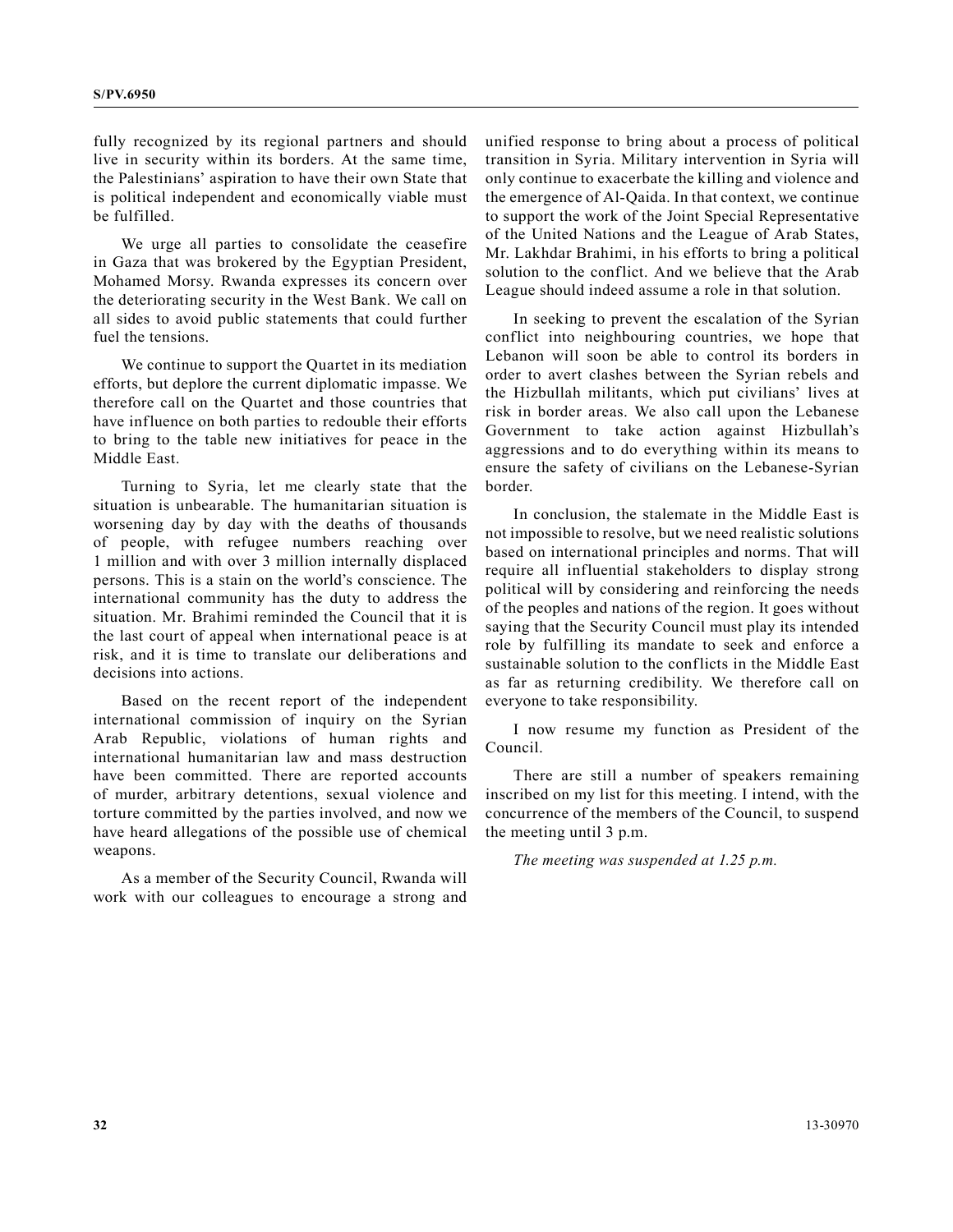fully recognized by its regional partners and should live in security within its borders. At the same time, the Palestinians' aspiration to have their own State that is political independent and economically viable must be fulfilled.

We urge all parties to consolidate the ceasefire in Gaza that was brokered by the Egyptian President, Mohamed Morsy. Rwanda expresses its concern over the deteriorating security in the West Bank. We call on all sides to avoid public statements that could further fuel the tensions.

We continue to support the Quartet in its mediation efforts, but deplore the current diplomatic impasse. We therefore call on the Quartet and those countries that have influence on both parties to redouble their efforts to bring to the table new initiatives for peace in the Middle East.

Turning to Syria, let me clearly state that the situation is unbearable. The humanitarian situation is worsening day by day with the deaths of thousands of people, with refugee numbers reaching over 1 million and with over 3 million internally displaced persons. This is a stain on the world's conscience. The international community has the duty to address the situation. Mr. Brahimi reminded the Council that it is the last court of appeal when international peace is at risk, and it is time to translate our deliberations and decisions into actions.

Based on the recent report of the independent international commission of inquiry on the Syrian Arab Republic, violations of human rights and international humanitarian law and mass destruction have been committed. There are reported accounts of murder, arbitrary detentions, sexual violence and torture committed by the parties involved, and now we have heard allegations of the possible use of chemical weapons.

As a member of the Security Council, Rwanda will work with our colleagues to encourage a strong and unified response to bring about a process of political transition in Syria. Military intervention in Syria will only continue to exacerbate the killing and violence and the emergence of Al-Qaida. In that context, we continue to support the work of the Joint Special Representative of the United Nations and the League of Arab States, Mr. Lakhdar Brahimi, in his efforts to bring a political solution to the conflict. And we believe that the Arab League should indeed assume a role in that solution.

In seeking to prevent the escalation of the Syrian conflict into neighbouring countries, we hope that Lebanon will soon be able to control its borders in order to avert clashes between the Syrian rebels and the Hizbullah militants, which put civilians' lives at risk in border areas. We also call upon the Lebanese Government to take action against Hizbullah's aggressions and to do everything within its means to ensure the safety of civilians on the Lebanese-Syrian border.

In conclusion, the stalemate in the Middle East is not impossible to resolve, but we need realistic solutions based on international principles and norms. That will require all influential stakeholders to display strong political will by considering and reinforcing the needs of the peoples and nations of the region. It goes without saying that the Security Council must play its intended role by fulfilling its mandate to seek and enforce a sustainable solution to the conflicts in the Middle East as far as returning credibility. We therefore call on everyone to take responsibility.

I now resume my function as President of the Council.

There are still a number of speakers remaining inscribed on my list for this meeting. I intend, with the concurrence of the members of the Council, to suspend the meeting until 3 p.m.

*The meeting was suspended at 1.25 p.m.*